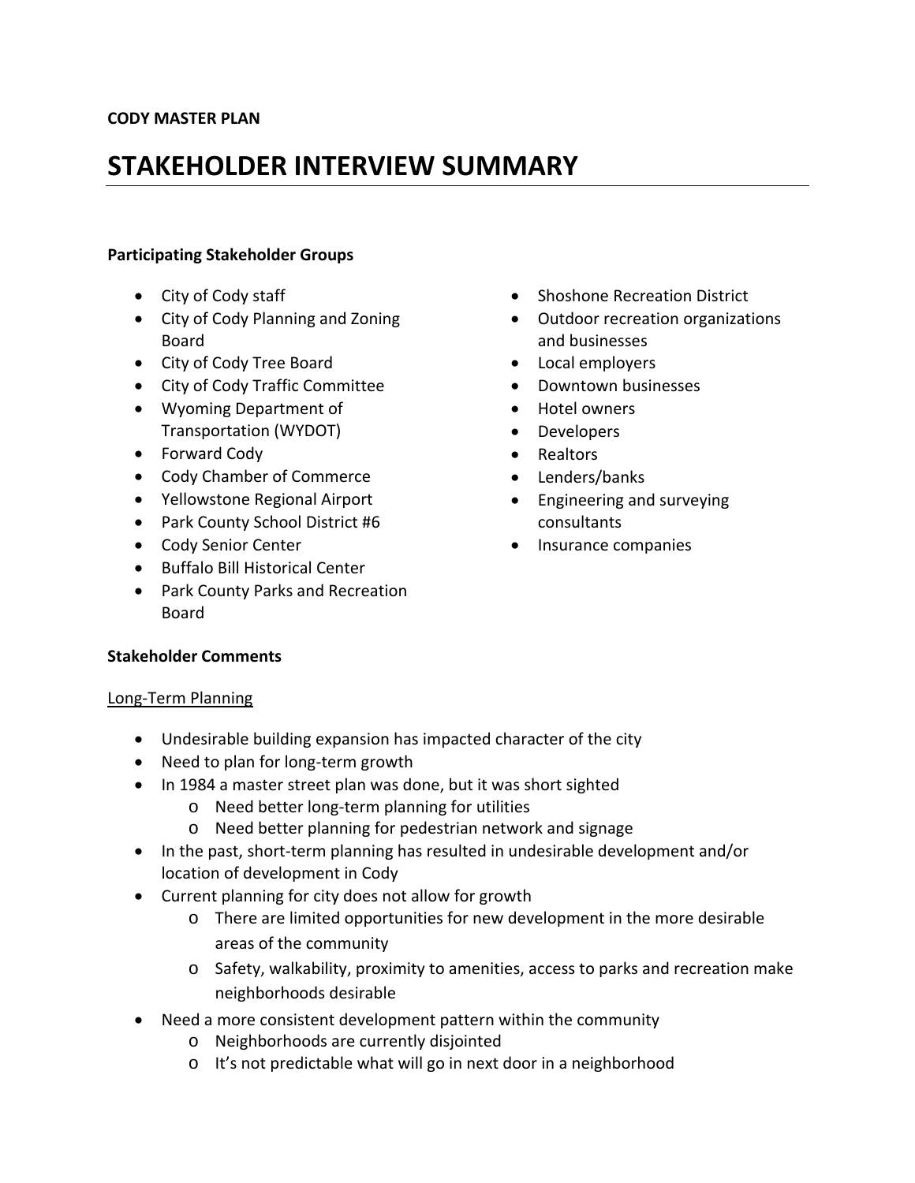**CODY MASTER PLAN**

# STAKEHOLDER INTERVIEW SUMMARY

**Participating Stakeholder Groups**

- City of Cody staff
- City of Cody Planning and Zoning Board
- City of Cody Tree Board
- City of Cody Traffic Committee
- Wyoming Department of Transportation (WYDOT)
- Forward Cody
- Cody Chamber of Commerce
- Yellowstone Regional Airport
- Park County School District #6
- Cody Senior Center
- Buffalo Bill Historical Center
- Park County Parks and Recreation Board
- Shoshone Recreation District
- Outdoor recreation organizations and businesses
- Local employers
- Downtown businesses
- Hotel owners
- Developers
- Realtors
- Lenders/banks
- Engineering and surveying consultants
- Insurance companies

**Stakeholder Comments**

Long-Term Planning

- Undesirable building expansion has impacted character of the city
- Need to plan for long-term growth
- In 1984 a master street plan was done, but it was short sighted
  - Need better long-term planning for utilities
  - Need better planning for pedestrian network and signage
- In the past, short-term planning has resulted in undesirable development and/or location of development in Cody
- Current planning for city does not allow for growth
  - There are limited opportunities for new development in the more desirable areas of the community
  - Safety, walkability, proximity to amenities, access to parks and recreation make neighborhoods desirable
- Need a more consistent development pattern within the community
  - Neighborhoods are currently disjointed
  - It's not predictable what will go in next door in a neighborhood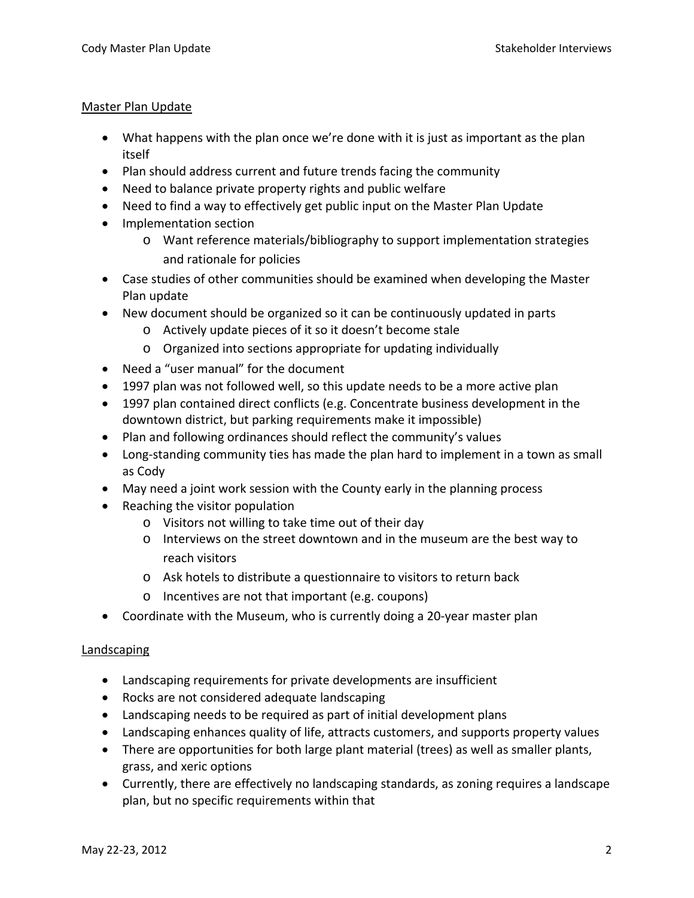## Master Plan Update

- What happens with the plan once we're done with it is just as important as the plan itself
- Plan should address current and future trends facing the community
- Need to balance private property rights and public welfare
- Need to find a way to effectively get public input on the Master Plan Update
- Implementation section
  - Want reference materials/bibliography to support implementation strategies and rationale for policies
- Case studies of other communities should be examined when developing the Master Plan update
- New document should be organized so it can be continuously updated in parts
  - Actively update pieces of it so it doesn't become stale
  - Organized into sections appropriate for updating individually
- Need a "user manual" for the document
- 1997 plan was not followed well, so this update needs to be a more active plan
- 1997 plan contained direct conflicts (e.g. Concentrate business development in the downtown district, but parking requirements make it impossible)
- Plan and following ordinances should reflect the community's values
- Long-standing community ties has made the plan hard to implement in a town as small as Cody
- May need a joint work session with the County early in the planning process
- Reaching the visitor population
  - Visitors not willing to take time out of their day
  - Interviews on the street downtown and in the museum are the best way to reach visitors
  - Ask hotels to distribute a questionnaire to visitors to return back
  - Incentives are not that important (e.g. coupons)
- Coordinate with the Museum, who is currently doing a 20-year master plan

## Landscaping

- Landscaping requirements for private developments are insufficient
- Rocks are not considered adequate landscaping
- Landscaping needs to be required as part of initial development plans
- Landscaping enhances quality of life, attracts customers, and supports property values
- There are opportunities for both large plant material (trees) as well as smaller plants, grass, and xeric options
- Currently, there are effectively no landscaping standards, as zoning requires a landscape plan, but no specific requirements within that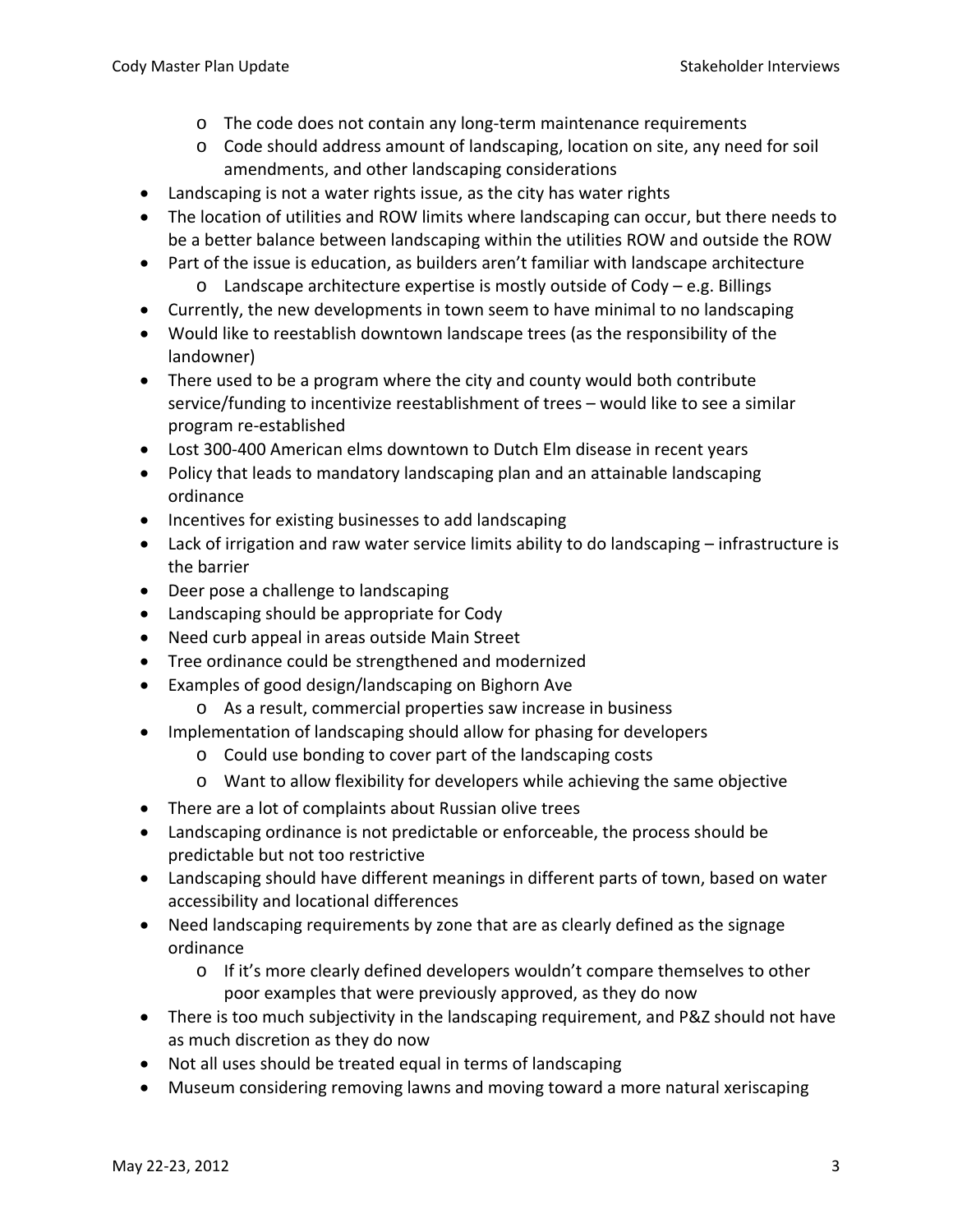- The code does not contain any long-term maintenance requirements
  - Code should address amount of landscaping, location on site, any need for soil amendments, and other landscaping considerations
- Landscaping is not a water rights issue, as the city has water rights
- The location of utilities and ROW limits where landscaping can occur, but there needs to be a better balance between landscaping within the utilities ROW and outside the ROW
- Part of the issue is education, as builders aren't familiar with landscape architecture
  - Landscape architecture expertise is mostly outside of Cody – e.g. Billings
- Currently, the new developments in town seem to have minimal to no landscaping
- Would like to reestablish downtown landscape trees (as the responsibility of the landowner)
- There used to be a program where the city and county would both contribute service/funding to incentivize reestablishment of trees – would like to see a similar program re-established
- Lost 300-400 American elms downtown to Dutch Elm disease in recent years
- Policy that leads to mandatory landscaping plan and an attainable landscaping ordinance
- Incentives for existing businesses to add landscaping
- Lack of irrigation and raw water service limits ability to do landscaping – infrastructure is the barrier
- Deer pose a challenge to landscaping
- Landscaping should be appropriate for Cody
- Need curb appeal in areas outside Main Street
- Tree ordinance could be strengthened and modernized
- Examples of good design/landscaping on Bighorn Ave
  - As a result, commercial properties saw increase in business
- Implementation of landscaping should allow for phasing for developers
  - Could use bonding to cover part of the landscaping costs
  - Want to allow flexibility for developers while achieving the same objective
- There are a lot of complaints about Russian olive trees
- Landscaping ordinance is not predictable or enforceable, the process should be predictable but not too restrictive
- Landscaping should have different meanings in different parts of town, based on water accessibility and locational differences
- Need landscaping requirements by zone that are as clearly defined as the signage ordinance
  - If it's more clearly defined developers wouldn't compare themselves to other poor examples that were previously approved, as they do now
- There is too much subjectivity in the landscaping requirement, and P&Z should not have as much discretion as they do now
- Not all uses should be treated equal in terms of landscaping
- Museum considering removing lawns and moving toward a more natural xeriscaping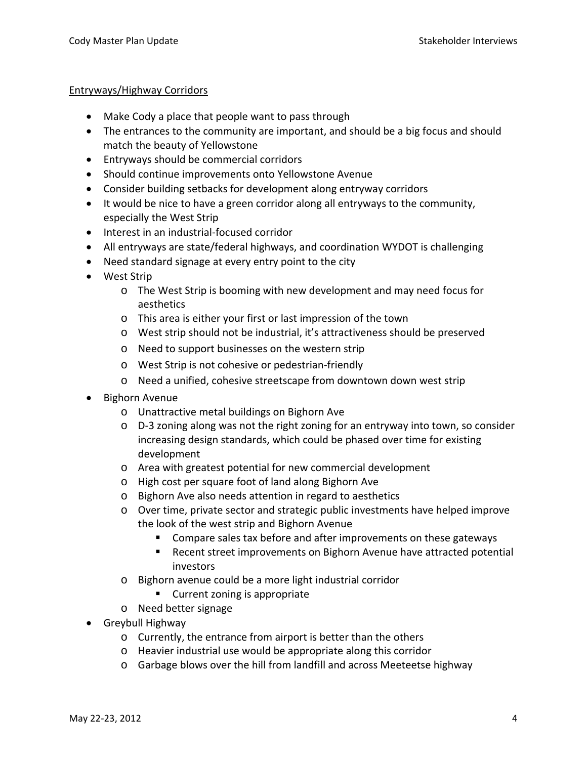<u>Entryways/Highway Corridors</u>

- Make Cody a place that people want to pass through
- The entrances to the community are important, and should be a big focus and should match the beauty of Yellowstone
- Entryways should be commercial corridors
- Should continue improvements onto Yellowstone Avenue
- Consider building setbacks for development along entryway corridors
- It would be nice to have a green corridor along all entryways to the community, especially the West Strip
- Interest in an industrial-focused corridor
- All entryways are state/federal highways, and coordination WYDOT is challenging
- Need standard signage at every entry point to the city
- West Strip
    - The West Strip is booming with new development and may need focus for aesthetics
    - This area is either your first or last impression of the town
    - West strip should not be industrial, it's attractiveness should be preserved
    - Need to support businesses on the western strip
    - West Strip is not cohesive or pedestrian-friendly
    - Need a unified, cohesive streetscape from downtown down west strip
- Bighorn Avenue
    - Unattractive metal buildings on Bighorn Ave
    - D-3 zoning along was not the right zoning for an entryway into town, so consider increasing design standards, which could be phased over time for existing development
    - Area with greatest potential for new commercial development
    - High cost per square foot of land along Bighorn Ave
    - Bighorn Ave also needs attention in regard to aesthetics
    - Over time, private sector and strategic public investments have helped improve the look of the west strip and Bighorn Avenue
        - Compare sales tax before and after improvements on these gateways
        - Recent street improvements on Bighorn Avenue have attracted potential investors
    - Bighorn avenue could be a more light industrial corridor
        - Current zoning is appropriate
    - Need better signage
- Greybull Highway
    - Currently, the entrance from airport is better than the others
    - Heavier industrial use would be appropriate along this corridor
    - Garbage blows over the hill from landfill and across Meeteetse highway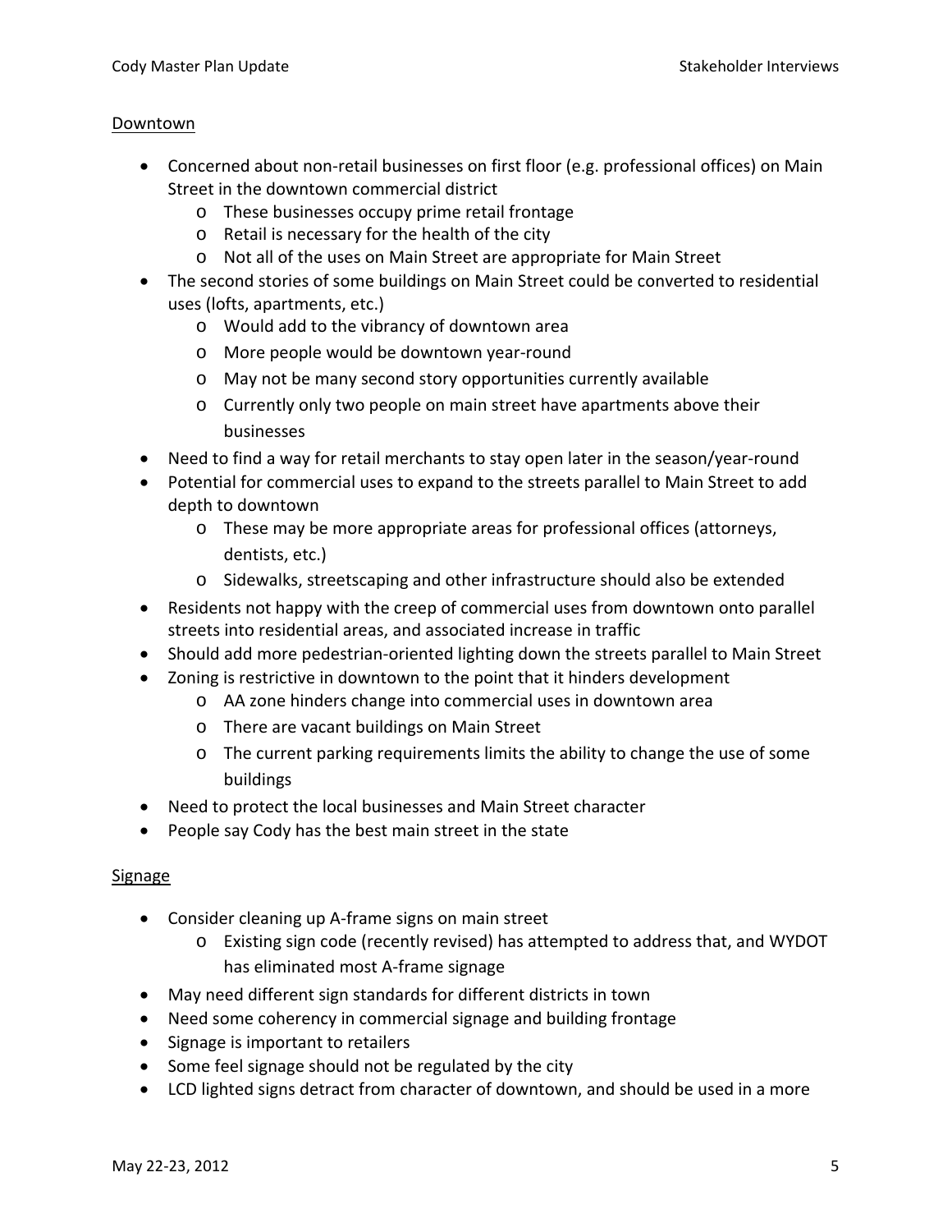<u>Downtown</u>

- Concerned about non-retail businesses on first floor (e.g. professional offices) on Main Street in the downtown commercial district
    - These businesses occupy prime retail frontage
    - Retail is necessary for the health of the city
    - Not all of the uses on Main Street are appropriate for Main Street
- The second stories of some buildings on Main Street could be converted to residential uses (lofts, apartments, etc.)
    - Would add to the vibrancy of downtown area
    - More people would be downtown year-round
    - May not be many second story opportunities currently available
    - Currently only two people on main street have apartments above their businesses
- Need to find a way for retail merchants to stay open later in the season/year-round
- Potential for commercial uses to expand to the streets parallel to Main Street to add depth to downtown
    - These may be more appropriate areas for professional offices (attorneys, dentists, etc.)
    - Sidewalks, streetscaping and other infrastructure should also be extended
- Residents not happy with the creep of commercial uses from downtown onto parallel streets into residential areas, and associated increase in traffic
- Should add more pedestrian-oriented lighting down the streets parallel to Main Street
- Zoning is restrictive in downtown to the point that it hinders development
    - AA zone hinders change into commercial uses in downtown area
    - There are vacant buildings on Main Street
    - The current parking requirements limits the ability to change the use of some buildings
- Need to protect the local businesses and Main Street character
- People say Cody has the best main street in the state

<u>Signage</u>

- Consider cleaning up A-frame signs on main street
    - Existing sign code (recently revised) has attempted to address that, and WYDOT has eliminated most A-frame signage
- May need different sign standards for different districts in town
- Need some coherency in commercial signage and building frontage
- Signage is important to retailers
- Some feel signage should not be regulated by the city
- LCD lighted signs detract from character of downtown, and should be used in a more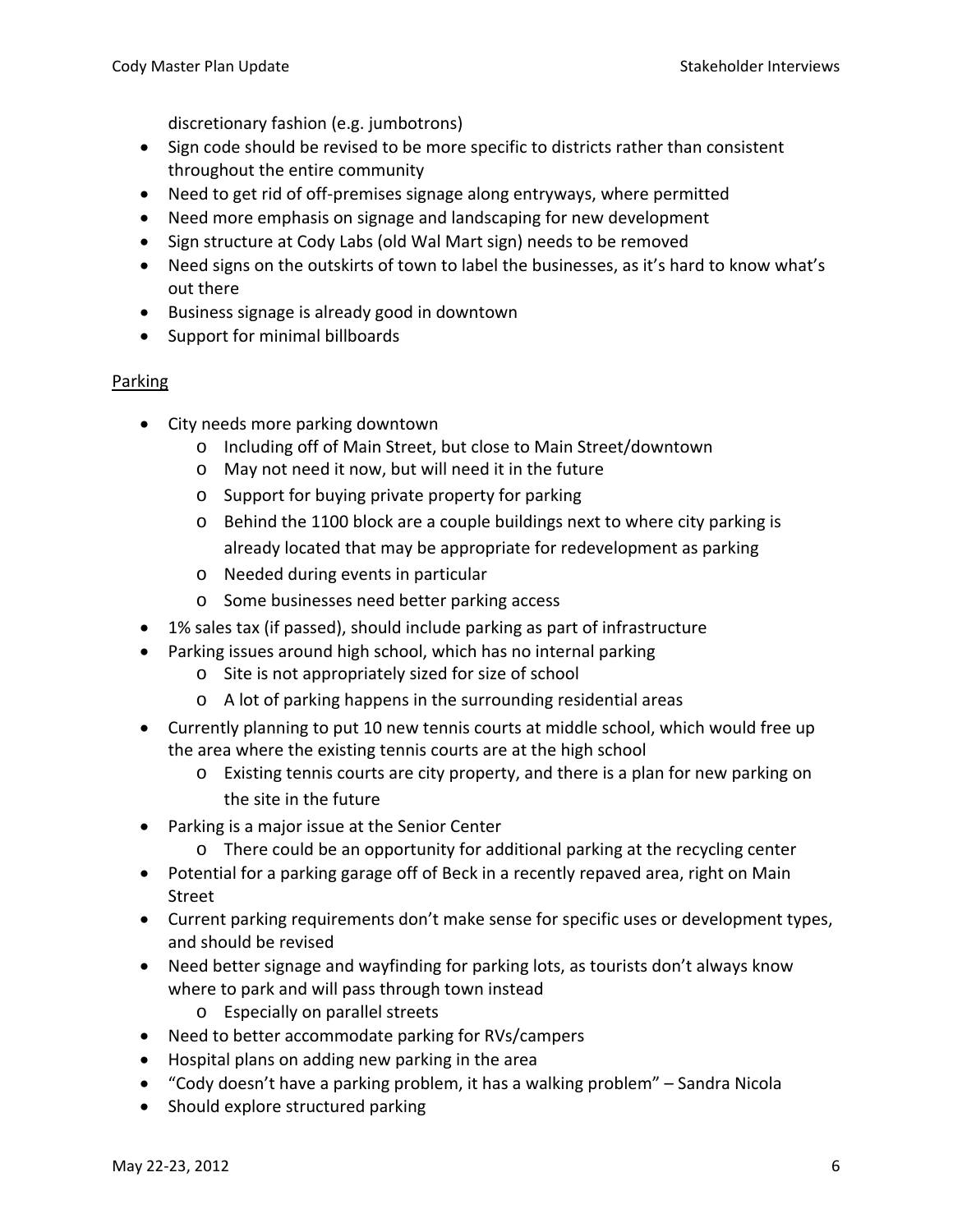discretionary fashion (e.g. jumbotrons)

- Sign code should be revised to be more specific to districts rather than consistent throughout the entire community
- Need to get rid of off-premises signage along entryways, where permitted
- Need more emphasis on signage and landscaping for new development
- Sign structure at Cody Labs (old Wal Mart sign) needs to be removed
- Need signs on the outskirts of town to label the businesses, as it's hard to know what's out there
- Business signage is already good in downtown
- Support for minimal billboards

<u>Parking</u>

- City needs more parking downtown
  - Including off of Main Street, but close to Main Street/downtown
  - May not need it now, but will need it in the future
  - Support for buying private property for parking
  - Behind the 1100 block are a couple buildings next to where city parking is already located that may be appropriate for redevelopment as parking
  - Needed during events in particular
  - Some businesses need better parking access
- 1% sales tax (if passed), should include parking as part of infrastructure
- Parking issues around high school, which has no internal parking
  - Site is not appropriately sized for size of school
  - A lot of parking happens in the surrounding residential areas
- Currently planning to put 10 new tennis courts at middle school, which would free up the area where the existing tennis courts are at the high school
  - Existing tennis courts are city property, and there is a plan for new parking on the site in the future
- Parking is a major issue at the Senior Center
  - There could be an opportunity for additional parking at the recycling center
- Potential for a parking garage off of Beck in a recently repaved area, right on Main Street
- Current parking requirements don't make sense for specific uses or development types, and should be revised
- Need better signage and wayfinding for parking lots, as tourists don't always know where to park and will pass through town instead
  - Especially on parallel streets
- Need to better accommodate parking for RVs/campers
- Hospital plans on adding new parking in the area
- "Cody doesn't have a parking problem, it has a walking problem" – Sandra Nicola
- Should explore structured parking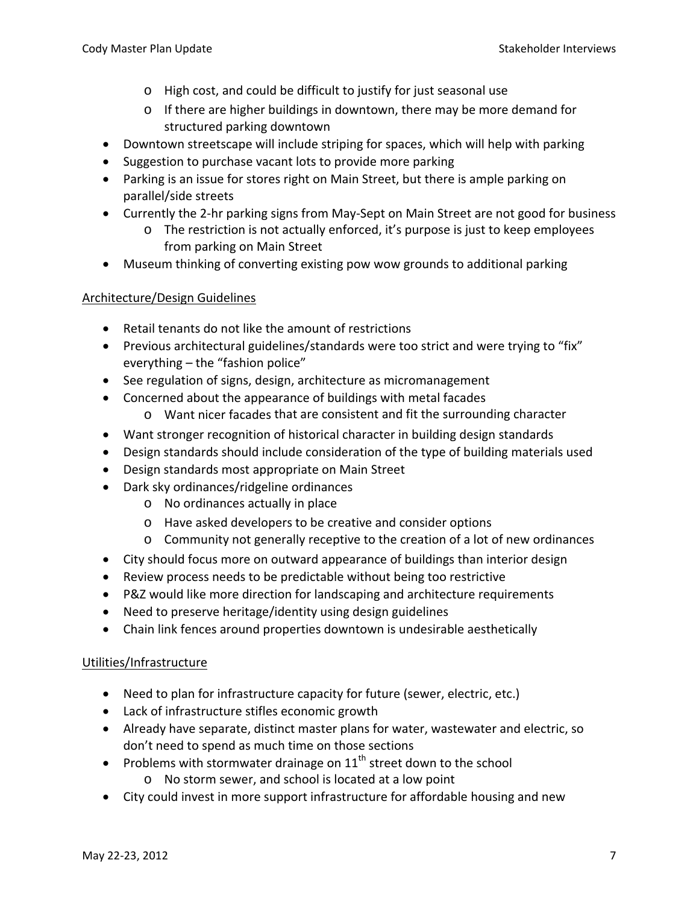- High cost, and could be difficult to justify for just seasonal use
  - If there are higher buildings in downtown, there may be more demand for structured parking downtown
- Downtown streetscape will include striping for spaces, which will help with parking
- Suggestion to purchase vacant lots to provide more parking
- Parking is an issue for stores right on Main Street, but there is ample parking on parallel/side streets
- Currently the 2-hr parking signs from May-Sept on Main Street are not good for business
  - The restriction is not actually enforced, it's purpose is just to keep employees from parking on Main Street
- Museum thinking of converting existing pow wow grounds to additional parking

<u>Architecture/Design Guidelines</u>

- Retail tenants do not like the amount of restrictions
- Previous architectural guidelines/standards were too strict and were trying to "fix" everything – the "fashion police"
- See regulation of signs, design, architecture as micromanagement
- Concerned about the appearance of buildings with metal facades
  - Want nicer facades that are consistent and fit the surrounding character
- Want stronger recognition of historical character in building design standards
- Design standards should include consideration of the type of building materials used
- Design standards most appropriate on Main Street
- Dark sky ordinances/ridgeline ordinances
  - No ordinances actually in place
  - Have asked developers to be creative and consider options
  - Community not generally receptive to the creation of a lot of new ordinances
- City should focus more on outward appearance of buildings than interior design
- Review process needs to be predictable without being too restrictive
- P&Z would like more direction for landscaping and architecture requirements
- Need to preserve heritage/identity using design guidelines
- Chain link fences around properties downtown is undesirable aesthetically

<u>Utilities/Infrastructure</u>

- Need to plan for infrastructure capacity for future (sewer, electric, etc.)
- Lack of infrastructure stifles economic growth
- Already have separate, distinct master plans for water, wastewater and electric, so don't need to spend as much time on those sections
- Problems with stormwater drainage on 11th street down to the school
  - No storm sewer, and school is located at a low point
- City could invest in more support infrastructure for affordable housing and new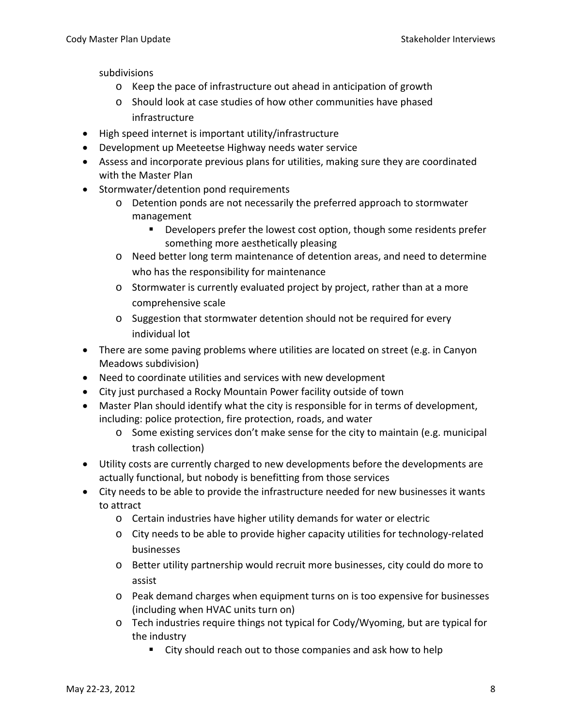subdivisions

- Keep the pace of infrastructure out ahead in anticipation of growth
- Should look at case studies of how other communities have phased infrastructure

- High speed internet is important utility/infrastructure
- Development up Meeteetse Highway needs water service
- Assess and incorporate previous plans for utilities, making sure they are coordinated with the Master Plan
- Stormwater/detention pond requirements
  - Detention ponds are not necessarily the preferred approach to stormwater management
    - Developers prefer the lowest cost option, though some residents prefer something more aesthetically pleasing
  - Need better long term maintenance of detention areas, and need to determine who has the responsibility for maintenance
  - Stormwater is currently evaluated project by project, rather than at a more comprehensive scale
  - Suggestion that stormwater detention should not be required for every individual lot
- There are some paving problems where utilities are located on street (e.g. in Canyon Meadows subdivision)
- Need to coordinate utilities and services with new development
- City just purchased a Rocky Mountain Power facility outside of town
- Master Plan should identify what the city is responsible for in terms of development, including: police protection, fire protection, roads, and water
  - Some existing services don't make sense for the city to maintain (e.g. municipal trash collection)
- Utility costs are currently charged to new developments before the developments are actually functional, but nobody is benefitting from those services
- City needs to be able to provide the infrastructure needed for new businesses it wants to attract
  - Certain industries have higher utility demands for water or electric
  - City needs to be able to provide higher capacity utilities for technology-related businesses
  - Better utility partnership would recruit more businesses, city could do more to assist
  - Peak demand charges when equipment turns on is too expensive for businesses (including when HVAC units turn on)
  - Tech industries require things not typical for Cody/Wyoming, but are typical for the industry
    - City should reach out to those companies and ask how to help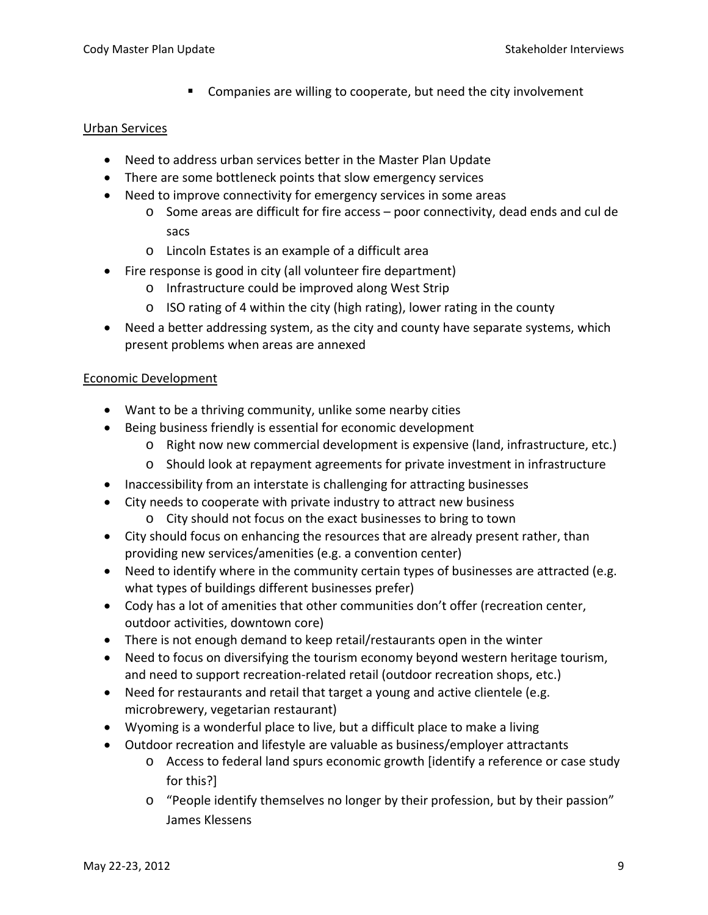- Companies are willing to cooperate, but need the city involvement

Urban Services

- Need to address urban services better in the Master Plan Update
- There are some bottleneck points that slow emergency services
- Need to improve connectivity for emergency services in some areas
    - Some areas are difficult for fire access – poor connectivity, dead ends and cul de sacs
    - Lincoln Estates is an example of a difficult area
- Fire response is good in city (all volunteer fire department)
    - Infrastructure could be improved along West Strip
    - ISO rating of 4 within the city (high rating), lower rating in the county
- Need a better addressing system, as the city and county have separate systems, which present problems when areas are annexed

Economic Development

- Want to be a thriving community, unlike some nearby cities
- Being business friendly is essential for economic development
    - Right now new commercial development is expensive (land, infrastructure, etc.)
    - Should look at repayment agreements for private investment in infrastructure
- Inaccessibility from an interstate is challenging for attracting businesses
- City needs to cooperate with private industry to attract new business
    - City should not focus on the exact businesses to bring to town
- City should focus on enhancing the resources that are already present rather, than providing new services/amenities (e.g. a convention center)
- Need to identify where in the community certain types of businesses are attracted (e.g. what types of buildings different businesses prefer)
- Cody has a lot of amenities that other communities don't offer (recreation center, outdoor activities, downtown core)
- There is not enough demand to keep retail/restaurants open in the winter
- Need to focus on diversifying the tourism economy beyond western heritage tourism, and need to support recreation-related retail (outdoor recreation shops, etc.)
- Need for restaurants and retail that target a young and active clientele (e.g. microbrewery, vegetarian restaurant)
- Wyoming is a wonderful place to live, but a difficult place to make a living
- Outdoor recreation and lifestyle are valuable as business/employer attractants
    - Access to federal land spurs economic growth [identify a reference or case study for this?]
    - "People identify themselves no longer by their profession, but by their passion" James Klessens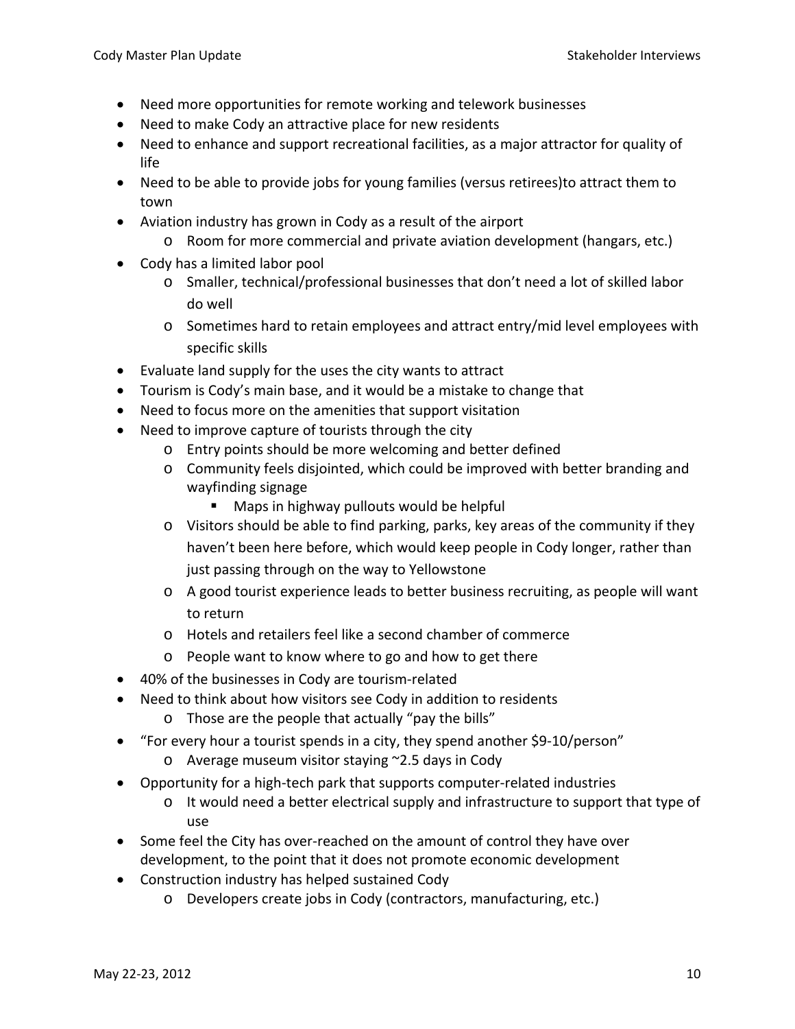- Need more opportunities for remote working and telework businesses
- Need to make Cody an attractive place for new residents
- Need to enhance and support recreational facilities, as a major attractor for quality of life
- Need to be able to provide jobs for young families (versus retirees)to attract them to town
- Aviation industry has grown in Cody as a result of the airport
  - Room for more commercial and private aviation development (hangars, etc.)
- Cody has a limited labor pool
  - Smaller, technical/professional businesses that don't need a lot of skilled labor do well
  - Sometimes hard to retain employees and attract entry/mid level employees with specific skills
- Evaluate land supply for the uses the city wants to attract
- Tourism is Cody's main base, and it would be a mistake to change that
- Need to focus more on the amenities that support visitation
- Need to improve capture of tourists through the city
  - Entry points should be more welcoming and better defined
  - Community feels disjointed, which could be improved with better branding and wayfinding signage
    - Maps in highway pullouts would be helpful
  - Visitors should be able to find parking, parks, key areas of the community if they haven't been here before, which would keep people in Cody longer, rather than just passing through on the way to Yellowstone
  - A good tourist experience leads to better business recruiting, as people will want to return
  - Hotels and retailers feel like a second chamber of commerce
  - People want to know where to go and how to get there
- 40% of the businesses in Cody are tourism-related
- Need to think about how visitors see Cody in addition to residents
  - Those are the people that actually "pay the bills"
- "For every hour a tourist spends in a city, they spend another $9-10/person"
  - Average museum visitor staying ~2.5 days in Cody
- Opportunity for a high-tech park that supports computer-related industries
  - It would need a better electrical supply and infrastructure to support that type of use
- Some feel the City has over-reached on the amount of control they have over development, to the point that it does not promote economic development
- Construction industry has helped sustained Cody
  - Developers create jobs in Cody (contractors, manufacturing, etc.)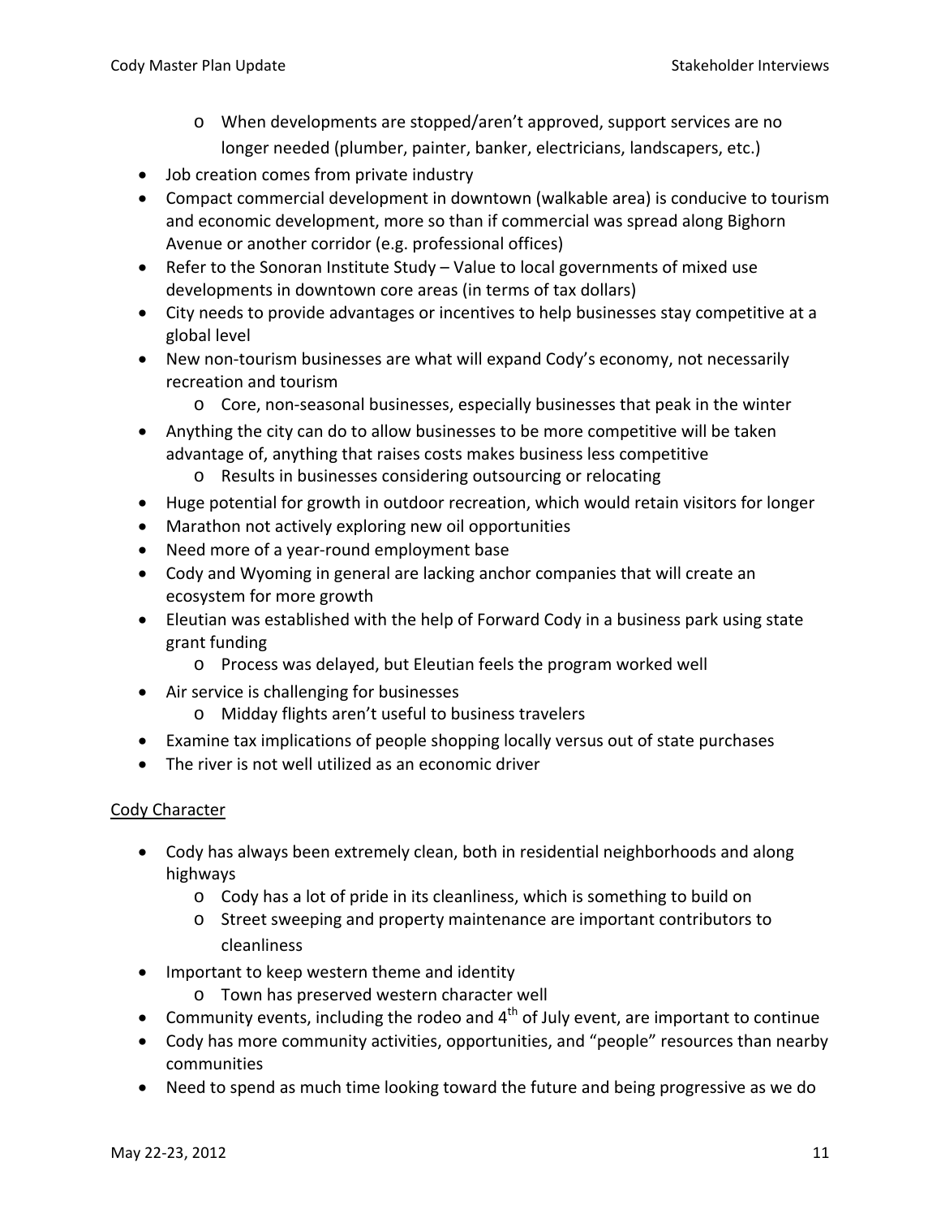- When developments are stopped/aren't approved, support services are no longer needed (plumber, painter, banker, electricians, landscapers, etc.)
- Job creation comes from private industry
- Compact commercial development in downtown (walkable area) is conducive to tourism and economic development, more so than if commercial was spread along Bighorn Avenue or another corridor (e.g. professional offices)
- Refer to the Sonoran Institute Study – Value to local governments of mixed use developments in downtown core areas (in terms of tax dollars)
- City needs to provide advantages or incentives to help businesses stay competitive at a global level
- New non-tourism businesses are what will expand Cody's economy, not necessarily recreation and tourism
    - Core, non-seasonal businesses, especially businesses that peak in the winter
- Anything the city can do to allow businesses to be more competitive will be taken advantage of, anything that raises costs makes business less competitive
    - Results in businesses considering outsourcing or relocating
- Huge potential for growth in outdoor recreation, which would retain visitors for longer
- Marathon not actively exploring new oil opportunities
- Need more of a year-round employment base
- Cody and Wyoming in general are lacking anchor companies that will create an ecosystem for more growth
- Eleutian was established with the help of Forward Cody in a business park using state grant funding
    - Process was delayed, but Eleutian feels the program worked well
- Air service is challenging for businesses
    - Midday flights aren't useful to business travelers
- Examine tax implications of people shopping locally versus out of state purchases
- The river is not well utilized as an economic driver

<u>Cody Character</u>

- Cody has always been extremely clean, both in residential neighborhoods and along highways
    - Cody has a lot of pride in its cleanliness, which is something to build on
    - Street sweeping and property maintenance are important contributors to cleanliness
- Important to keep western theme and identity
    - Town has preserved western character well
- Community events, including the rodeo and 4th of July event, are important to continue
- Cody has more community activities, opportunities, and "people" resources than nearby communities
- Need to spend as much time looking toward the future and being progressive as we do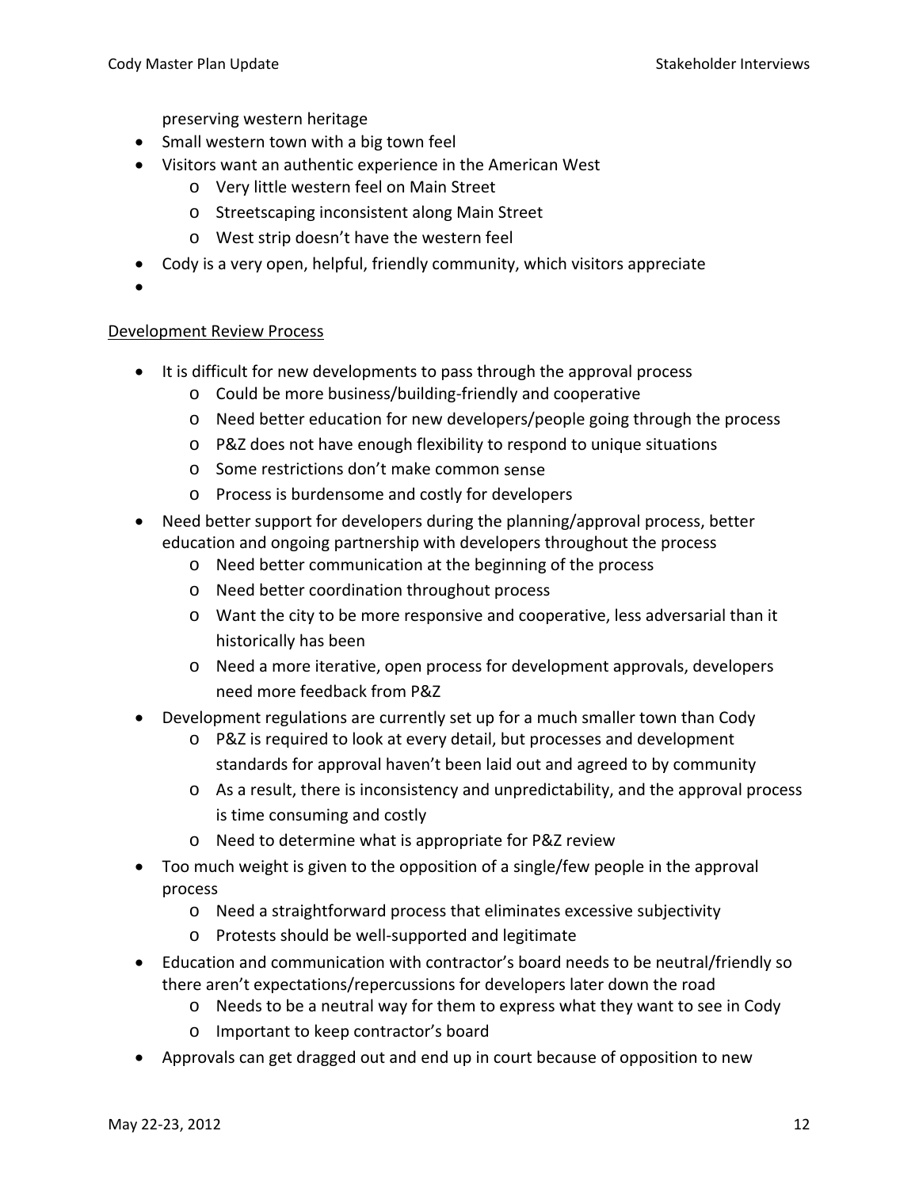preserving western heritage

- Small western town with a big town feel
- Visitors want an authentic experience in the American West
  - Very little western feel on Main Street
  - Streetscaping inconsistent along Main Street
  - West strip doesn't have the western feel
- Cody is a very open, helpful, friendly community, which visitors appreciate
- 

<u>Development Review Process</u>

- It is difficult for new developments to pass through the approval process
  - Could be more business/building-friendly and cooperative
  - Need better education for new developers/people going through the process
  - P&Z does not have enough flexibility to respond to unique situations
  - Some restrictions don't make common sense
  - Process is burdensome and costly for developers
- Need better support for developers during the planning/approval process, better education and ongoing partnership with developers throughout the process
  - Need better communication at the beginning of the process
  - Need better coordination throughout process
  - Want the city to be more responsive and cooperative, less adversarial than it historically has been
  - Need a more iterative, open process for development approvals, developers need more feedback from P&Z
- Development regulations are currently set up for a much smaller town than Cody
  - P&Z is required to look at every detail, but processes and development standards for approval haven't been laid out and agreed to by community
  - As a result, there is inconsistency and unpredictability, and the approval process is time consuming and costly
  - Need to determine what is appropriate for P&Z review
- Too much weight is given to the opposition of a single/few people in the approval process
  - Need a straightforward process that eliminates excessive subjectivity
  - Protests should be well-supported and legitimate
- Education and communication with contractor's board needs to be neutral/friendly so there aren't expectations/repercussions for developers later down the road
  - Needs to be a neutral way for them to express what they want to see in Cody
  - Important to keep contractor's board
- Approvals can get dragged out and end up in court because of opposition to new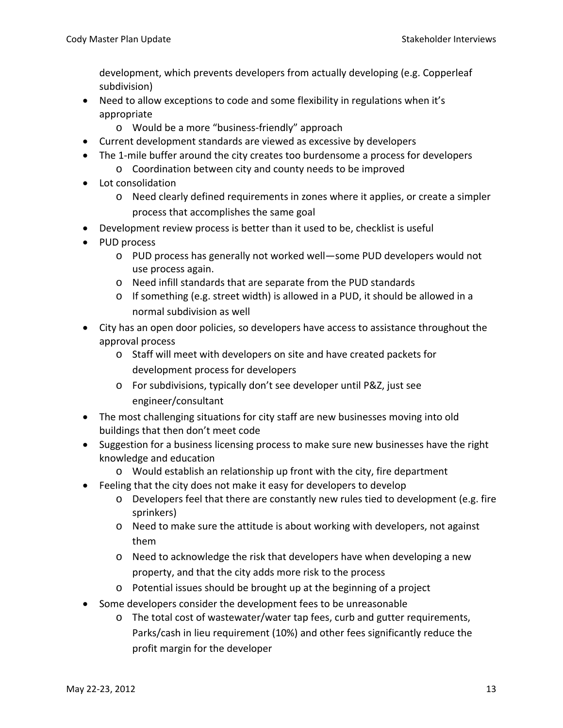development, which prevents developers from actually developing (e.g. Copperleaf subdivision)

- Need to allow exceptions to code and some flexibility in regulations when it's appropriate
  - Would be a more "business-friendly" approach
- Current development standards are viewed as excessive by developers
- The 1-mile buffer around the city creates too burdensome a process for developers
  - Coordination between city and county needs to be improved
- Lot consolidation
  - Need clearly defined requirements in zones where it applies, or create a simpler process that accomplishes the same goal
- Development review process is better than it used to be, checklist is useful
- PUD process
  - PUD process has generally not worked well—some PUD developers would not use process again.
  - Need infill standards that are separate from the PUD standards
  - If something (e.g. street width) is allowed in a PUD, it should be allowed in a normal subdivision as well
- City has an open door policies, so developers have access to assistance throughout the approval process
  - Staff will meet with developers on site and have created packets for development process for developers
  - For subdivisions, typically don't see developer until P&Z, just see engineer/consultant
- The most challenging situations for city staff are new businesses moving into old buildings that then don't meet code
- Suggestion for a business licensing process to make sure new businesses have the right knowledge and education
  - Would establish an relationship up front with the city, fire department
- Feeling that the city does not make it easy for developers to develop
  - Developers feel that there are constantly new rules tied to development (e.g. fire sprinkers)
  - Need to make sure the attitude is about working with developers, not against them
  - Need to acknowledge the risk that developers have when developing a new property, and that the city adds more risk to the process
  - Potential issues should be brought up at the beginning of a project
- Some developers consider the development fees to be unreasonable
  - The total cost of wastewater/water tap fees, curb and gutter requirements, Parks/cash in lieu requirement (10%) and other fees significantly reduce the profit margin for the developer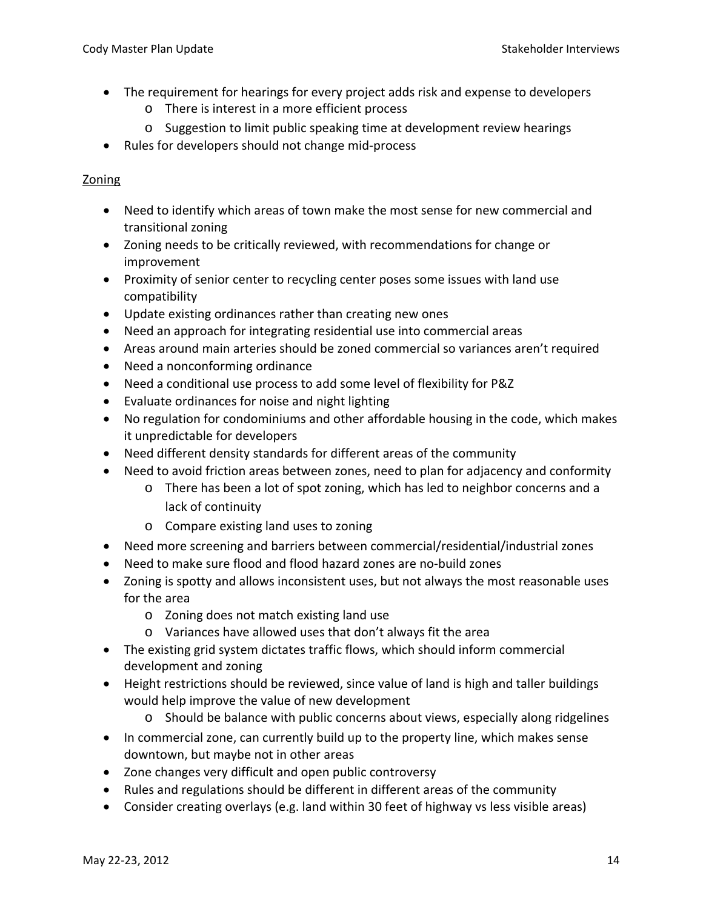- The requirement for hearings for every project adds risk and expense to developers
    - There is interest in a more efficient process
    - Suggestion to limit public speaking time at development review hearings
- Rules for developers should not change mid-process

<u>Zoning</u>

- Need to identify which areas of town make the most sense for new commercial and transitional zoning
- Zoning needs to be critically reviewed, with recommendations for change or improvement
- Proximity of senior center to recycling center poses some issues with land use compatibility
- Update existing ordinances rather than creating new ones
- Need an approach for integrating residential use into commercial areas
- Areas around main arteries should be zoned commercial so variances aren't required
- Need a nonconforming ordinance
- Need a conditional use process to add some level of flexibility for P&Z
- Evaluate ordinances for noise and night lighting
- No regulation for condominiums and other affordable housing in the code, which makes it unpredictable for developers
- Need different density standards for different areas of the community
- Need to avoid friction areas between zones, need to plan for adjacency and conformity
    - There has been a lot of spot zoning, which has led to neighbor concerns and a lack of continuity
    - Compare existing land uses to zoning
- Need more screening and barriers between commercial/residential/industrial zones
- Need to make sure flood and flood hazard zones are no-build zones
- Zoning is spotty and allows inconsistent uses, but not always the most reasonable uses for the area
    - Zoning does not match existing land use
    - Variances have allowed uses that don't always fit the area
- The existing grid system dictates traffic flows, which should inform commercial development and zoning
- Height restrictions should be reviewed, since value of land is high and taller buildings would help improve the value of new development
    - Should be balance with public concerns about views, especially along ridgelines
- In commercial zone, can currently build up to the property line, which makes sense downtown, but maybe not in other areas
- Zone changes very difficult and open public controversy
- Rules and regulations should be different in different areas of the community
- Consider creating overlays (e.g. land within 30 feet of highway vs less visible areas)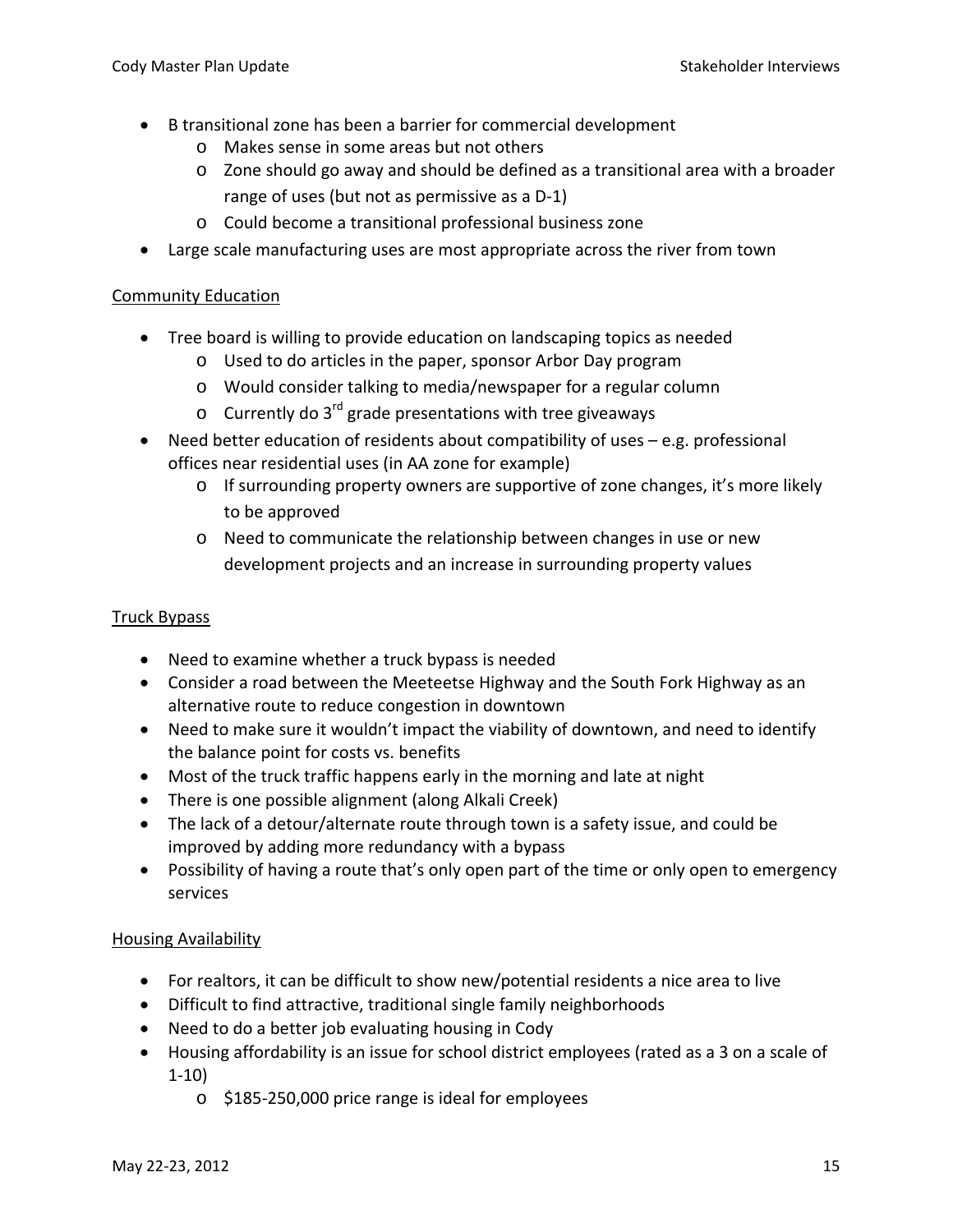- B transitional zone has been a barrier for commercial development
    - Makes sense in some areas but not others
    - Zone should go away and should be defined as a transitional area with a broader range of uses (but not as permissive as a D-1)
    - Could become a transitional professional business zone
- Large scale manufacturing uses are most appropriate across the river from town

## Community Education

- Tree board is willing to provide education on landscaping topics as needed
    - Used to do articles in the paper, sponsor Arbor Day program
    - Would consider talking to media/newspaper for a regular column
    - Currently do 3rd grade presentations with tree giveaways
- Need better education of residents about compatibility of uses – e.g. professional offices near residential uses (in AA zone for example)
    - If surrounding property owners are supportive of zone changes, it's more likely to be approved
    - Need to communicate the relationship between changes in use or new development projects and an increase in surrounding property values

## Truck Bypass

- Need to examine whether a truck bypass is needed
- Consider a road between the Meeteetse Highway and the South Fork Highway as an alternative route to reduce congestion in downtown
- Need to make sure it wouldn't impact the viability of downtown, and need to identify the balance point for costs vs. benefits
- Most of the truck traffic happens early in the morning and late at night
- There is one possible alignment (along Alkali Creek)
- The lack of a detour/alternate route through town is a safety issue, and could be improved by adding more redundancy with a bypass
- Possibility of having a route that's only open part of the time or only open to emergency services

## Housing Availability

- For realtors, it can be difficult to show new/potential residents a nice area to live
- Difficult to find attractive, traditional single family neighborhoods
- Need to do a better job evaluating housing in Cody
- Housing affordability is an issue for school district employees (rated as a 3 on a scale of 1-10)
    - $185-250,000 price range is ideal for employees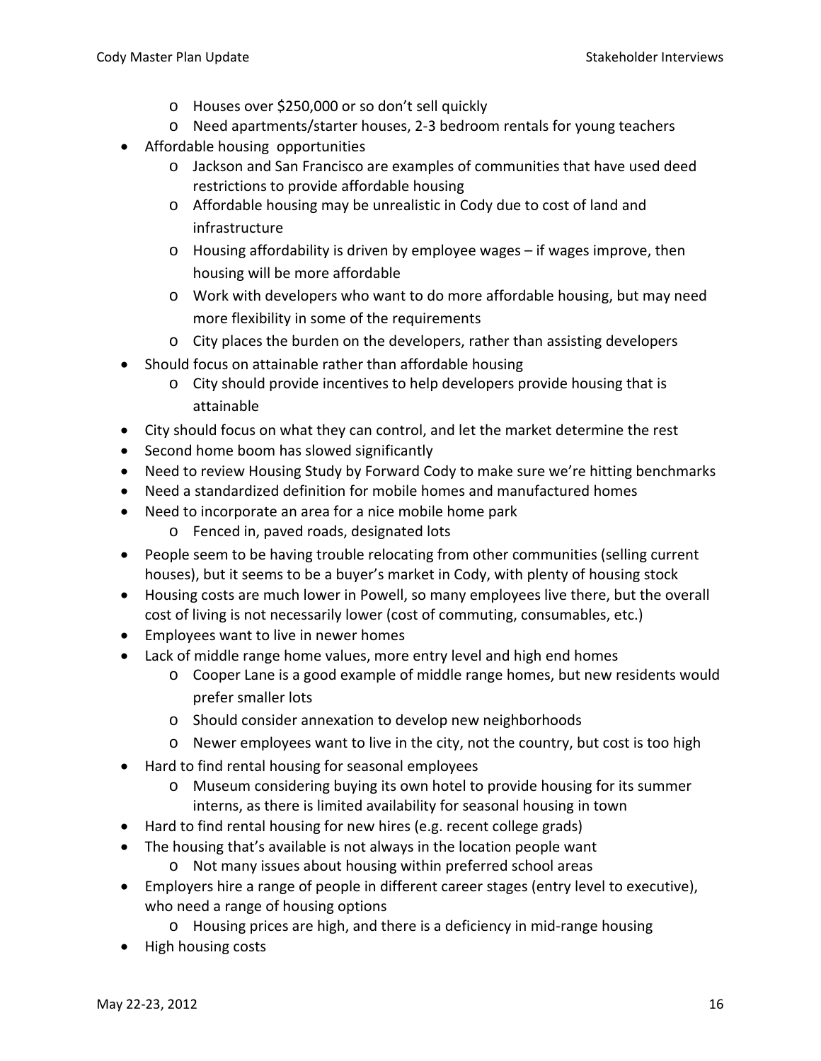- Houses over $250,000 or so don't sell quickly
  - Need apartments/starter houses, 2-3 bedroom rentals for young teachers
- Affordable housing opportunities
  - Jackson and San Francisco are examples of communities that have used deed restrictions to provide affordable housing
  - Affordable housing may be unrealistic in Cody due to cost of land and infrastructure
  - Housing affordability is driven by employee wages – if wages improve, then housing will be more affordable
  - Work with developers who want to do more affordable housing, but may need more flexibility in some of the requirements
  - City places the burden on the developers, rather than assisting developers
- Should focus on attainable rather than affordable housing
  - City should provide incentives to help developers provide housing that is attainable
- City should focus on what they can control, and let the market determine the rest
- Second home boom has slowed significantly
- Need to review Housing Study by Forward Cody to make sure we're hitting benchmarks
- Need a standardized definition for mobile homes and manufactured homes
- Need to incorporate an area for a nice mobile home park
  - Fenced in, paved roads, designated lots
- People seem to be having trouble relocating from other communities (selling current houses), but it seems to be a buyer's market in Cody, with plenty of housing stock
- Housing costs are much lower in Powell, so many employees live there, but the overall cost of living is not necessarily lower (cost of commuting, consumables, etc.)
- Employees want to live in newer homes
- Lack of middle range home values, more entry level and high end homes
  - Cooper Lane is a good example of middle range homes, but new residents would prefer smaller lots
  - Should consider annexation to develop new neighborhoods
  - Newer employees want to live in the city, not the country, but cost is too high
- Hard to find rental housing for seasonal employees
  - Museum considering buying its own hotel to provide housing for its summer interns, as there is limited availability for seasonal housing in town
- Hard to find rental housing for new hires (e.g. recent college grads)
- The housing that's available is not always in the location people want
  - Not many issues about housing within preferred school areas
- Employers hire a range of people in different career stages (entry level to executive), who need a range of housing options
  - Housing prices are high, and there is a deficiency in mid-range housing
- High housing costs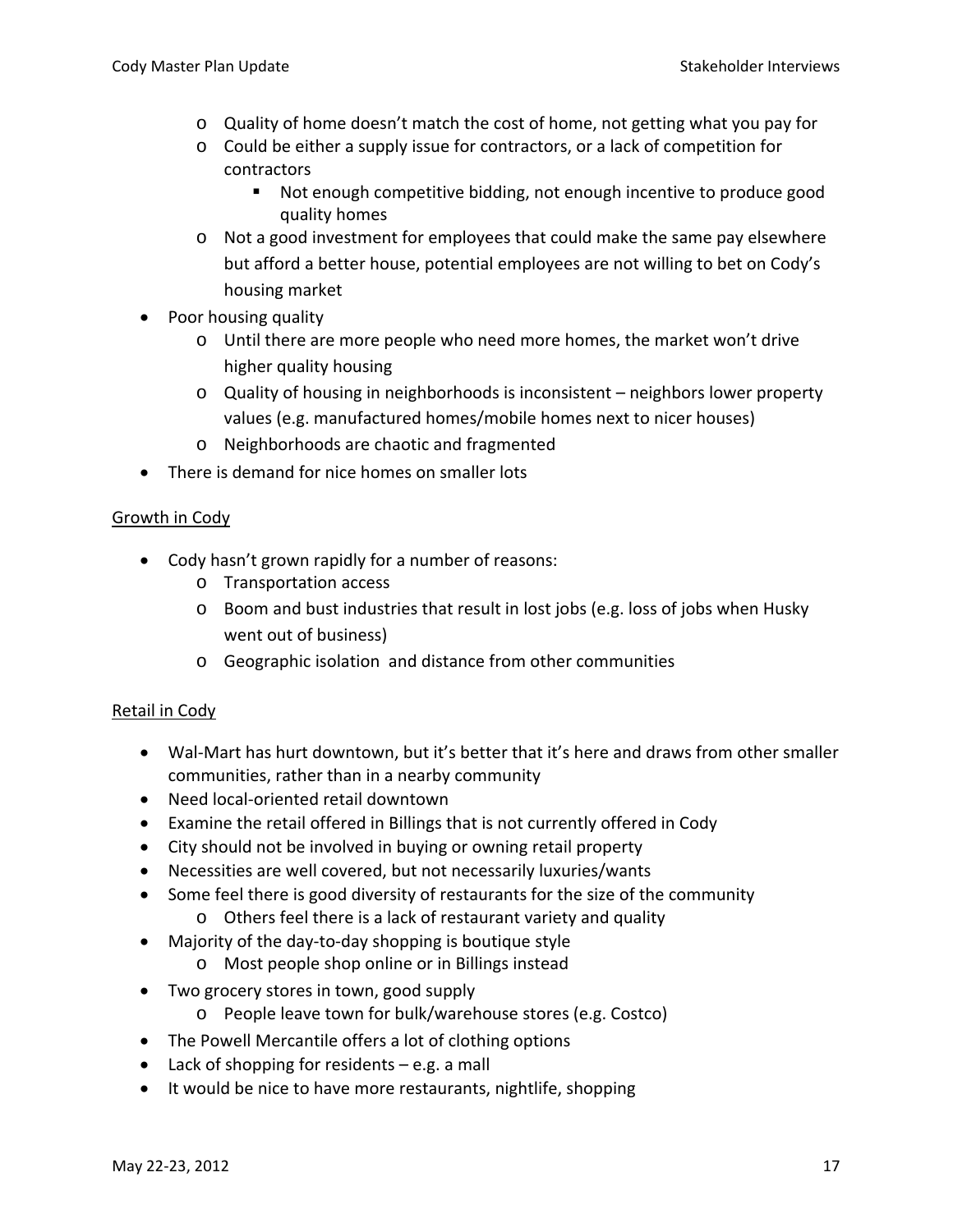- Quality of home doesn't match the cost of home, not getting what you pay for
- Could be either a supply issue for contractors, or a lack of competition for contractors
  - Not enough competitive bidding, not enough incentive to produce good quality homes
- Not a good investment for employees that could make the same pay elsewhere but afford a better house, potential employees are not willing to bet on Cody's housing market

- Poor housing quality
  - Until there are more people who need more homes, the market won't drive higher quality housing
  - Quality of housing in neighborhoods is inconsistent – neighbors lower property values (e.g. manufactured homes/mobile homes next to nicer houses)
  - Neighborhoods are chaotic and fragmented
- There is demand for nice homes on smaller lots

<u>Growth in Cody</u>

- Cody hasn't grown rapidly for a number of reasons:
  - Transportation access
  - Boom and bust industries that result in lost jobs (e.g. loss of jobs when Husky went out of business)
  - Geographic isolation and distance from other communities

<u>Retail in Cody</u>

- Wal-Mart has hurt downtown, but it's better that it's here and draws from other smaller communities, rather than in a nearby community
- Need local-oriented retail downtown
- Examine the retail offered in Billings that is not currently offered in Cody
- City should not be involved in buying or owning retail property
- Necessities are well covered, but not necessarily luxuries/wants
- Some feel there is good diversity of restaurants for the size of the community
  - Others feel there is a lack of restaurant variety and quality
- Majority of the day-to-day shopping is boutique style
  - Most people shop online or in Billings instead
- Two grocery stores in town, good supply
  - People leave town for bulk/warehouse stores (e.g. Costco)
- The Powell Mercantile offers a lot of clothing options
- Lack of shopping for residents – e.g. a mall
- It would be nice to have more restaurants, nightlife, shopping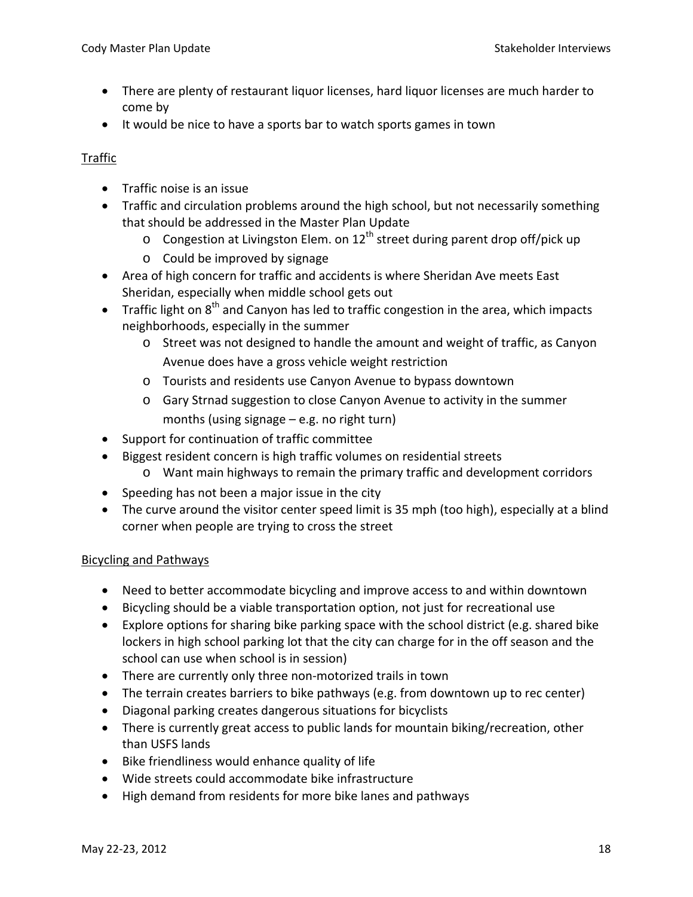- There are plenty of restaurant liquor licenses, hard liquor licenses are much harder to come by
- It would be nice to have a sports bar to watch sports games in town

<u>Traffic</u>

- Traffic noise is an issue
- Traffic and circulation problems around the high school, but not necessarily something that should be addressed in the Master Plan Update
    - Congestion at Livingston Elem. on 12th street during parent drop off/pick up
    - Could be improved by signage
- Area of high concern for traffic and accidents is where Sheridan Ave meets East Sheridan, especially when middle school gets out
- Traffic light on 8th and Canyon has led to traffic congestion in the area, which impacts neighborhoods, especially in the summer
    - Street was not designed to handle the amount and weight of traffic, as Canyon Avenue does have a gross vehicle weight restriction
    - Tourists and residents use Canyon Avenue to bypass downtown
    - Gary Strnad suggestion to close Canyon Avenue to activity in the summer months (using signage – e.g. no right turn)
- Support for continuation of traffic committee
- Biggest resident concern is high traffic volumes on residential streets
    - Want main highways to remain the primary traffic and development corridors
- Speeding has not been a major issue in the city
- The curve around the visitor center speed limit is 35 mph (too high), especially at a blind corner when people are trying to cross the street

<u>Bicycling and Pathways</u>

- Need to better accommodate bicycling and improve access to and within downtown
- Bicycling should be a viable transportation option, not just for recreational use
- Explore options for sharing bike parking space with the school district (e.g. shared bike lockers in high school parking lot that the city can charge for in the off season and the school can use when school is in session)
- There are currently only three non-motorized trails in town
- The terrain creates barriers to bike pathways (e.g. from downtown up to rec center)
- Diagonal parking creates dangerous situations for bicyclists
- There is currently great access to public lands for mountain biking/recreation, other than USFS lands
- Bike friendliness would enhance quality of life
- Wide streets could accommodate bike infrastructure
- High demand from residents for more bike lanes and pathways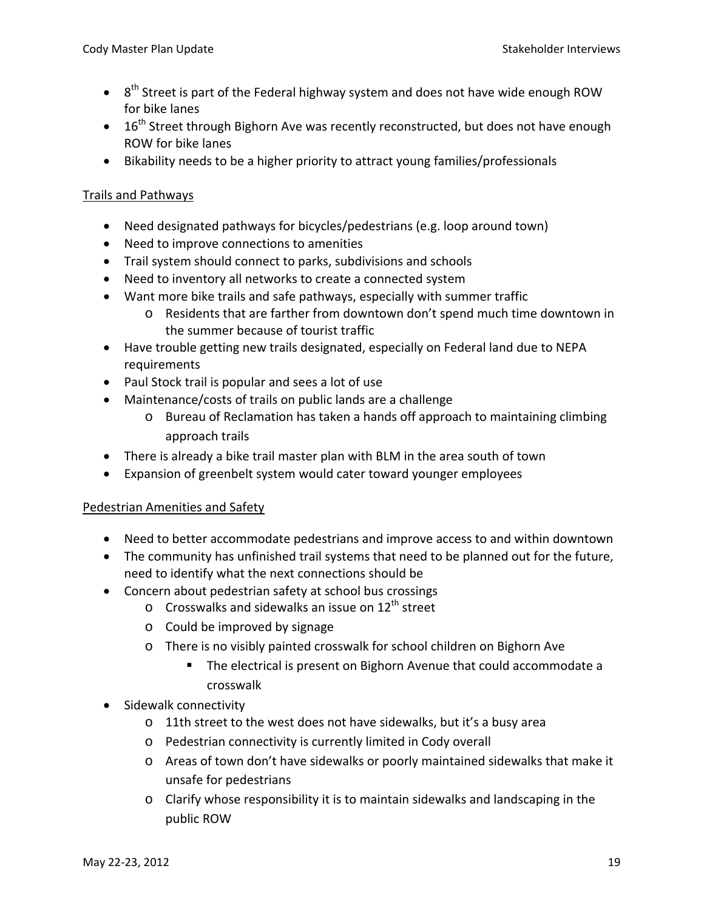- 8th Street is part of the Federal highway system and does not have wide enough ROW for bike lanes
- 16th Street through Bighorn Ave was recently reconstructed, but does not have enough ROW for bike lanes
- Bikability needs to be a higher priority to attract young families/professionals

Trails and Pathways

- Need designated pathways for bicycles/pedestrians (e.g. loop around town)
- Need to improve connections to amenities
- Trail system should connect to parks, subdivisions and schools
- Need to inventory all networks to create a connected system
- Want more bike trails and safe pathways, especially with summer traffic
  - Residents that are farther from downtown don't spend much time downtown in the summer because of tourist traffic
- Have trouble getting new trails designated, especially on Federal land due to NEPA requirements
- Paul Stock trail is popular and sees a lot of use
- Maintenance/costs of trails on public lands are a challenge
  - Bureau of Reclamation has taken a hands off approach to maintaining climbing approach trails
- There is already a bike trail master plan with BLM in the area south of town
- Expansion of greenbelt system would cater toward younger employees

Pedestrian Amenities and Safety

- Need to better accommodate pedestrians and improve access to and within downtown
- The community has unfinished trail systems that need to be planned out for the future, need to identify what the next connections should be
- Concern about pedestrian safety at school bus crossings
  - Crosswalks and sidewalks an issue on 12th street
  - Could be improved by signage
  - There is no visibly painted crosswalk for school children on Bighorn Ave
    - The electrical is present on Bighorn Avenue that could accommodate a crosswalk
- Sidewalk connectivity
  - 11th street to the west does not have sidewalks, but it's a busy area
  - Pedestrian connectivity is currently limited in Cody overall
  - Areas of town don't have sidewalks or poorly maintained sidewalks that make it unsafe for pedestrians
  - Clarify whose responsibility it is to maintain sidewalks and landscaping in the public ROW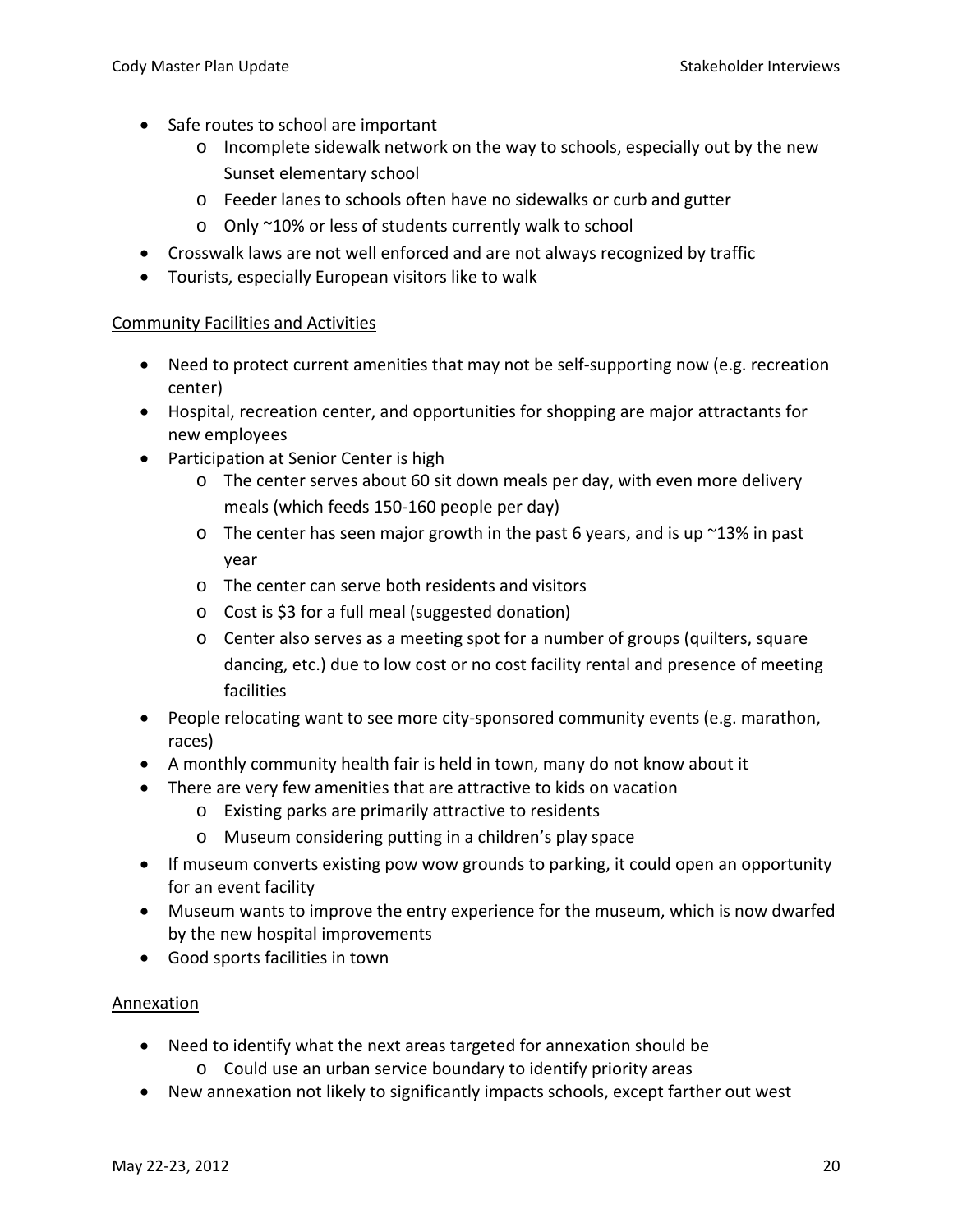- Safe routes to school are important
  - Incomplete sidewalk network on the way to schools, especially out by the new Sunset elementary school
  - Feeder lanes to schools often have no sidewalks or curb and gutter
  - Only ~10% or less of students currently walk to school
- Crosswalk laws are not well enforced and are not always recognized by traffic
- Tourists, especially European visitors like to walk

<u>Community Facilities and Activities</u>

- Need to protect current amenities that may not be self-supporting now (e.g. recreation center)
- Hospital, recreation center, and opportunities for shopping are major attractants for new employees
- Participation at Senior Center is high
  - The center serves about 60 sit down meals per day, with even more delivery meals (which feeds 150-160 people per day)
  - The center has seen major growth in the past 6 years, and is up ~13% in past year
  - The center can serve both residents and visitors
  - Cost is $3 for a full meal (suggested donation)
  - Center also serves as a meeting spot for a number of groups (quilters, square dancing, etc.) due to low cost or no cost facility rental and presence of meeting facilities
- People relocating want to see more city-sponsored community events (e.g. marathon, races)
- A monthly community health fair is held in town, many do not know about it
- There are very few amenities that are attractive to kids on vacation
  - Existing parks are primarily attractive to residents
  - Museum considering putting in a children's play space
- If museum converts existing pow wow grounds to parking, it could open an opportunity for an event facility
- Museum wants to improve the entry experience for the museum, which is now dwarfed by the new hospital improvements
- Good sports facilities in town

<u>Annexation</u>

- Need to identify what the next areas targeted for annexation should be
  - Could use an urban service boundary to identify priority areas
- New annexation not likely to significantly impacts schools, except farther out west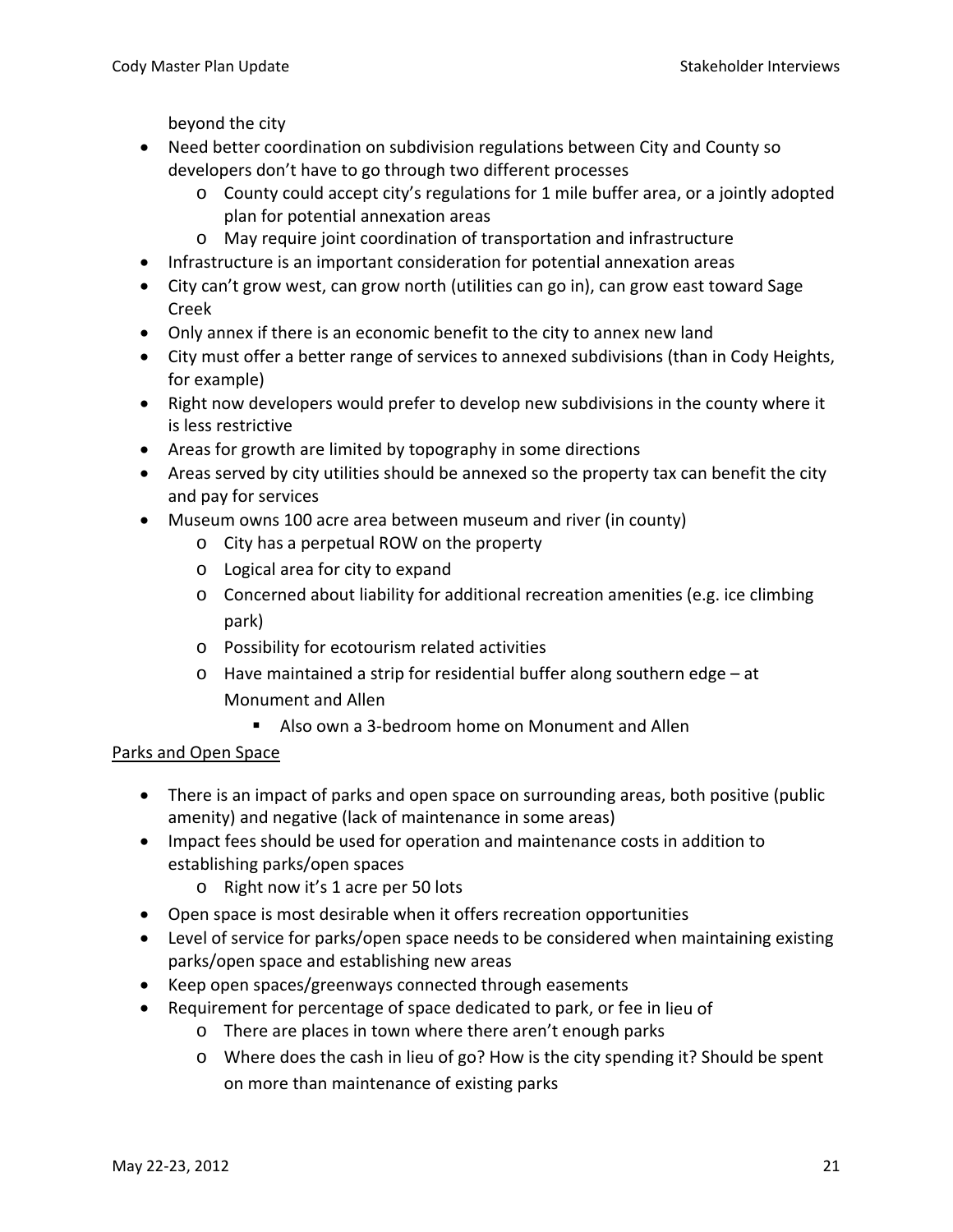beyond the city

- Need better coordination on subdivision regulations between City and County so developers don't have to go through two different processes
  - County could accept city's regulations for 1 mile buffer area, or a jointly adopted plan for potential annexation areas
  - May require joint coordination of transportation and infrastructure
- Infrastructure is an important consideration for potential annexation areas
- City can't grow west, can grow north (utilities can go in), can grow east toward Sage Creek
- Only annex if there is an economic benefit to the city to annex new land
- City must offer a better range of services to annexed subdivisions (than in Cody Heights, for example)
- Right now developers would prefer to develop new subdivisions in the county where it is less restrictive
- Areas for growth are limited by topography in some directions
- Areas served by city utilities should be annexed so the property tax can benefit the city and pay for services
- Museum owns 100 acre area between museum and river (in county)
  - City has a perpetual ROW on the property
  - Logical area for city to expand
  - Concerned about liability for additional recreation amenities (e.g. ice climbing park)
  - Possibility for ecotourism related activities
  - Have maintained a strip for residential buffer along southern edge – at Monument and Allen
    - Also own a 3-bedroom home on Monument and Allen

<u>Parks and Open Space</u>

- There is an impact of parks and open space on surrounding areas, both positive (public amenity) and negative (lack of maintenance in some areas)
- Impact fees should be used for operation and maintenance costs in addition to establishing parks/open spaces
  - Right now it's 1 acre per 50 lots
- Open space is most desirable when it offers recreation opportunities
- Level of service for parks/open space needs to be considered when maintaining existing parks/open space and establishing new areas
- Keep open spaces/greenways connected through easements
- Requirement for percentage of space dedicated to park, or fee in lieu of
  - There are places in town where there aren't enough parks
  - Where does the cash in lieu of go? How is the city spending it? Should be spent on more than maintenance of existing parks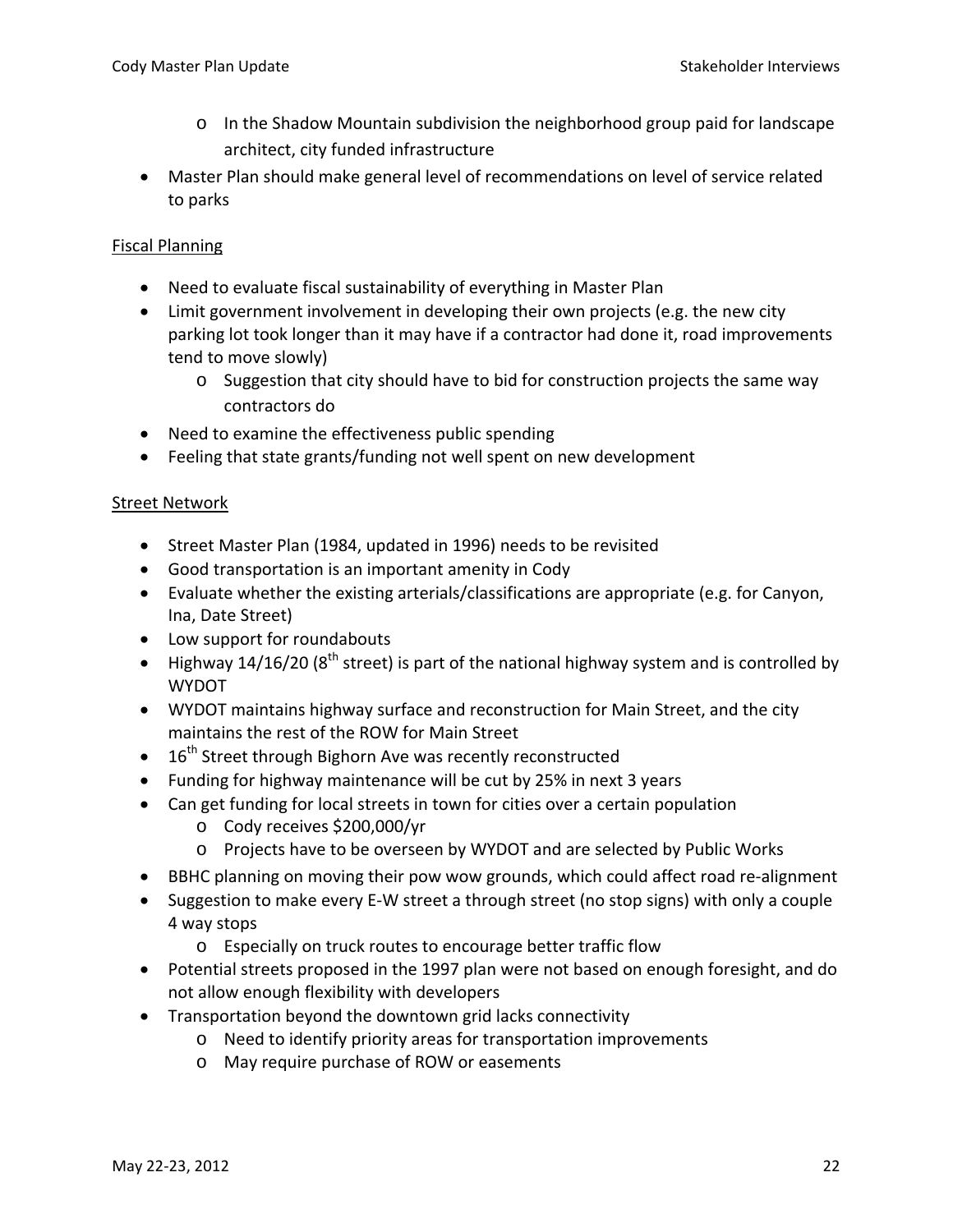- In the Shadow Mountain subdivision the neighborhood group paid for landscape architect, city funded infrastructure
- Master Plan should make general level of recommendations on level of service related to parks

Fiscal Planning

- Need to evaluate fiscal sustainability of everything in Master Plan
- Limit government involvement in developing their own projects (e.g. the new city parking lot took longer than it may have if a contractor had done it, road improvements tend to move slowly)
    - Suggestion that city should have to bid for construction projects the same way contractors do
- Need to examine the effectiveness public spending
- Feeling that state grants/funding not well spent on new development

Street Network

- Street Master Plan (1984, updated in 1996) needs to be revisited
- Good transportation is an important amenity in Cody
- Evaluate whether the existing arterials/classifications are appropriate (e.g. for Canyon, Ina, Date Street)
- Low support for roundabouts
- Highway 14/16/20 (8th street) is part of the national highway system and is controlled by WYDOT
- WYDOT maintains highway surface and reconstruction for Main Street, and the city maintains the rest of the ROW for Main Street
- 16th Street through Bighorn Ave was recently reconstructed
- Funding for highway maintenance will be cut by 25% in next 3 years
- Can get funding for local streets in town for cities over a certain population
    - Cody receives $200,000/yr
    - Projects have to be overseen by WYDOT and are selected by Public Works
- BBHC planning on moving their pow wow grounds, which could affect road re-alignment
- Suggestion to make every E-W street a through street (no stop signs) with only a couple 4 way stops
    - Especially on truck routes to encourage better traffic flow
- Potential streets proposed in the 1997 plan were not based on enough foresight, and do not allow enough flexibility with developers
- Transportation beyond the downtown grid lacks connectivity
    - Need to identify priority areas for transportation improvements
    - May require purchase of ROW or easements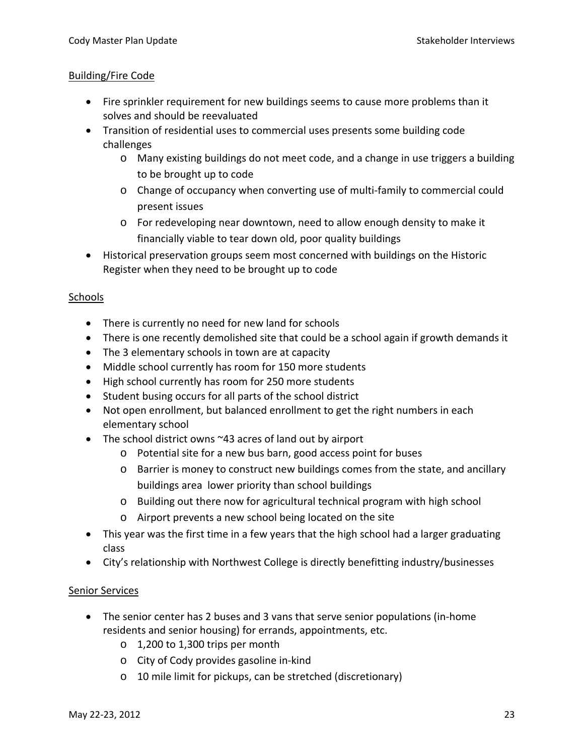## Building/Fire Code

- Fire sprinkler requirement for new buildings seems to cause more problems than it solves and should be reevaluated
- Transition of residential uses to commercial uses presents some building code challenges
  - Many existing buildings do not meet code, and a change in use triggers a building to be brought up to code
  - Change of occupancy when converting use of multi-family to commercial could present issues
  - For redeveloping near downtown, need to allow enough density to make it financially viable to tear down old, poor quality buildings
- Historical preservation groups seem most concerned with buildings on the Historic Register when they need to be brought up to code

## Schools

- There is currently no need for new land for schools
- There is one recently demolished site that could be a school again if growth demands it
- The 3 elementary schools in town are at capacity
- Middle school currently has room for 150 more students
- High school currently has room for 250 more students
- Student busing occurs for all parts of the school district
- Not open enrollment, but balanced enrollment to get the right numbers in each elementary school
- The school district owns ~43 acres of land out by airport
  - Potential site for a new bus barn, good access point for buses
  - Barrier is money to construct new buildings comes from the state, and ancillary buildings area lower priority than school buildings
  - Building out there now for agricultural technical program with high school
  - Airport prevents a new school being located on the site
- This year was the first time in a few years that the high school had a larger graduating class
- City's relationship with Northwest College is directly benefitting industry/businesses

## Senior Services

- The senior center has 2 buses and 3 vans that serve senior populations (in-home residents and senior housing) for errands, appointments, etc.
  - 1,200 to 1,300 trips per month
  - City of Cody provides gasoline in-kind
  - 10 mile limit for pickups, can be stretched (discretionary)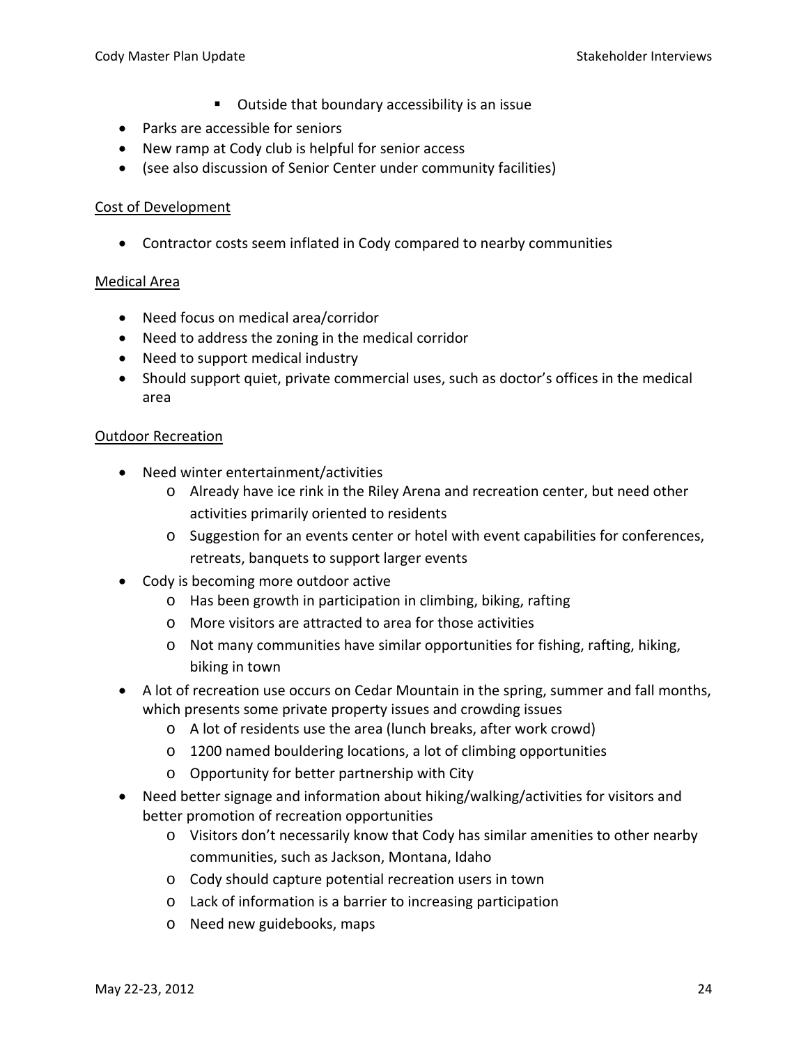- Outside that boundary accessibility is an issue
- Parks are accessible for seniors
- New ramp at Cody club is helpful for senior access
- (see also discussion of Senior Center under community facilities)

<u>Cost of Development</u>

- Contractor costs seem inflated in Cody compared to nearby communities

<u>Medical Area</u>

- Need focus on medical area/corridor
- Need to address the zoning in the medical corridor
- Need to support medical industry
- Should support quiet, private commercial uses, such as doctor's offices in the medical area

<u>Outdoor Recreation</u>

- Need winter entertainment/activities
  - Already have ice rink in the Riley Arena and recreation center, but need other activities primarily oriented to residents
  - Suggestion for an events center or hotel with event capabilities for conferences, retreats, banquets to support larger events
- Cody is becoming more outdoor active
  - Has been growth in participation in climbing, biking, rafting
  - More visitors are attracted to area for those activities
  - Not many communities have similar opportunities for fishing, rafting, hiking, biking in town
- A lot of recreation use occurs on Cedar Mountain in the spring, summer and fall months, which presents some private property issues and crowding issues
  - A lot of residents use the area (lunch breaks, after work crowd)
  - 1200 named bouldering locations, a lot of climbing opportunities
  - Opportunity for better partnership with City
- Need better signage and information about hiking/walking/activities for visitors and better promotion of recreation opportunities
  - Visitors don't necessarily know that Cody has similar amenities to other nearby communities, such as Jackson, Montana, Idaho
  - Cody should capture potential recreation users in town
  - Lack of information is a barrier to increasing participation
  - Need new guidebooks, maps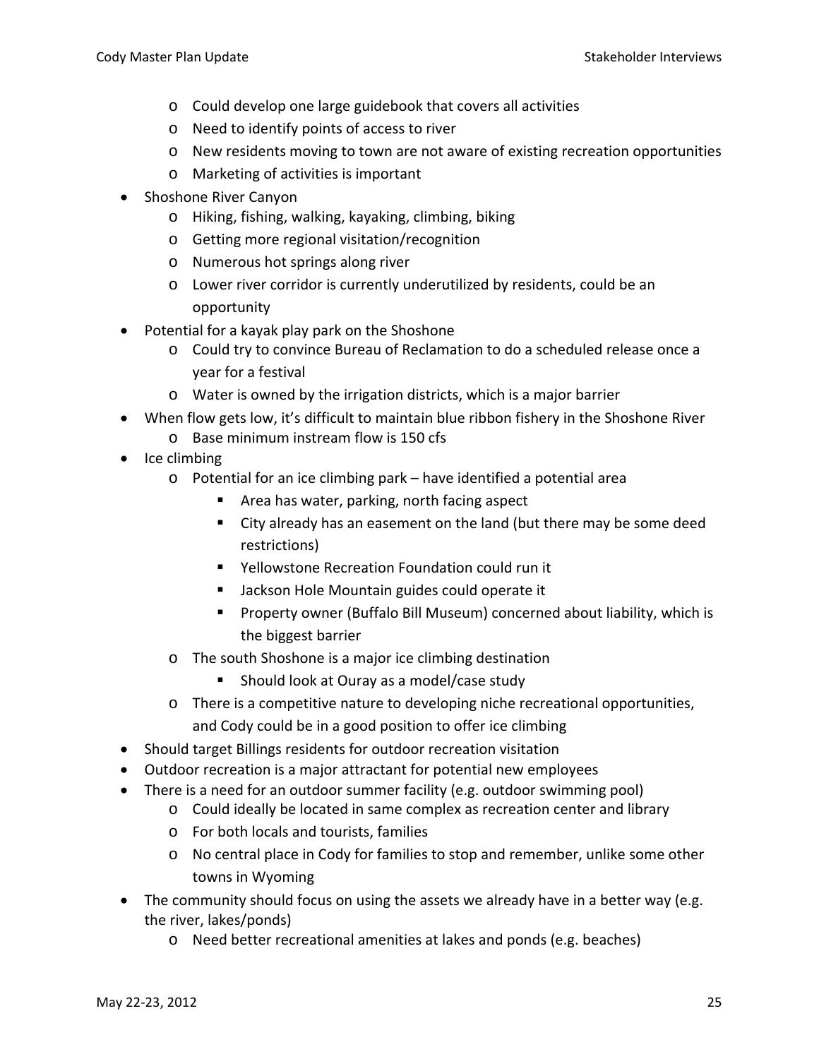- Could develop one large guidebook that covers all activities
    - Need to identify points of access to river
    - New residents moving to town are not aware of existing recreation opportunities
    - Marketing of activities is important
- Shoshone River Canyon
    - Hiking, fishing, walking, kayaking, climbing, biking
    - Getting more regional visitation/recognition
    - Numerous hot springs along river
    - Lower river corridor is currently underutilized by residents, could be an opportunity
- Potential for a kayak play park on the Shoshone
    - Could try to convince Bureau of Reclamation to do a scheduled release once a year for a festival
    - Water is owned by the irrigation districts, which is a major barrier
- When flow gets low, it's difficult to maintain blue ribbon fishery in the Shoshone River
    - Base minimum instream flow is 150 cfs
- Ice climbing
    - Potential for an ice climbing park – have identified a potential area
        - Area has water, parking, north facing aspect
        - City already has an easement on the land (but there may be some deed restrictions)
        - Yellowstone Recreation Foundation could run it
        - Jackson Hole Mountain guides could operate it
        - Property owner (Buffalo Bill Museum) concerned about liability, which is the biggest barrier
    - The south Shoshone is a major ice climbing destination
        - Should look at Ouray as a model/case study
    - There is a competitive nature to developing niche recreational opportunities, and Cody could be in a good position to offer ice climbing
- Should target Billings residents for outdoor recreation visitation
- Outdoor recreation is a major attractant for potential new employees
- There is a need for an outdoor summer facility (e.g. outdoor swimming pool)
    - Could ideally be located in same complex as recreation center and library
    - For both locals and tourists, families
    - No central place in Cody for families to stop and remember, unlike some other towns in Wyoming
- The community should focus on using the assets we already have in a better way (e.g. the river, lakes/ponds)
    - Need better recreational amenities at lakes and ponds (e.g. beaches)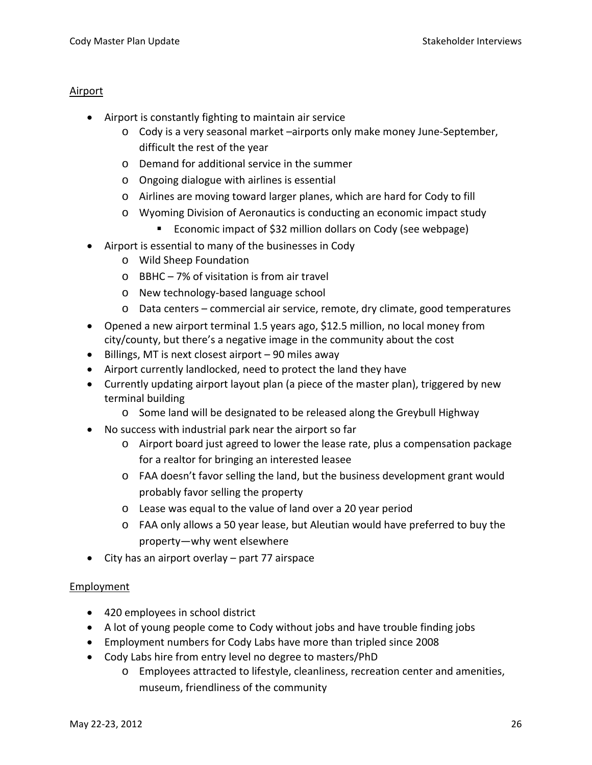## Airport

- Airport is constantly fighting to maintain air service
  - Cody is a very seasonal market –airports only make money June-September, difficult the rest of the year
  - Demand for additional service in the summer
  - Ongoing dialogue with airlines is essential
  - Airlines are moving toward larger planes, which are hard for Cody to fill
  - Wyoming Division of Aeronautics is conducting an economic impact study
    - Economic impact of $32 million dollars on Cody (see webpage)
- Airport is essential to many of the businesses in Cody
  - Wild Sheep Foundation
  - BBHC – 7% of visitation is from air travel
  - New technology-based language school
  - Data centers – commercial air service, remote, dry climate, good temperatures
- Opened a new airport terminal 1.5 years ago, $12.5 million, no local money from city/county, but there's a negative image in the community about the cost
- Billings, MT is next closest airport – 90 miles away
- Airport currently landlocked, need to protect the land they have
- Currently updating airport layout plan (a piece of the master plan), triggered by new terminal building
  - Some land will be designated to be released along the Greybull Highway
- No success with industrial park near the airport so far
  - Airport board just agreed to lower the lease rate, plus a compensation package for a realtor for bringing an interested leasee
  - FAA doesn't favor selling the land, but the business development grant would probably favor selling the property
  - Lease was equal to the value of land over a 20 year period
  - FAA only allows a 50 year lease, but Aleutian would have preferred to buy the property—why went elsewhere
- City has an airport overlay – part 77 airspace

## Employment

- 420 employees in school district
- A lot of young people come to Cody without jobs and have trouble finding jobs
- Employment numbers for Cody Labs have more than tripled since 2008
- Cody Labs hire from entry level no degree to masters/PhD
  - Employees attracted to lifestyle, cleanliness, recreation center and amenities, museum, friendliness of the community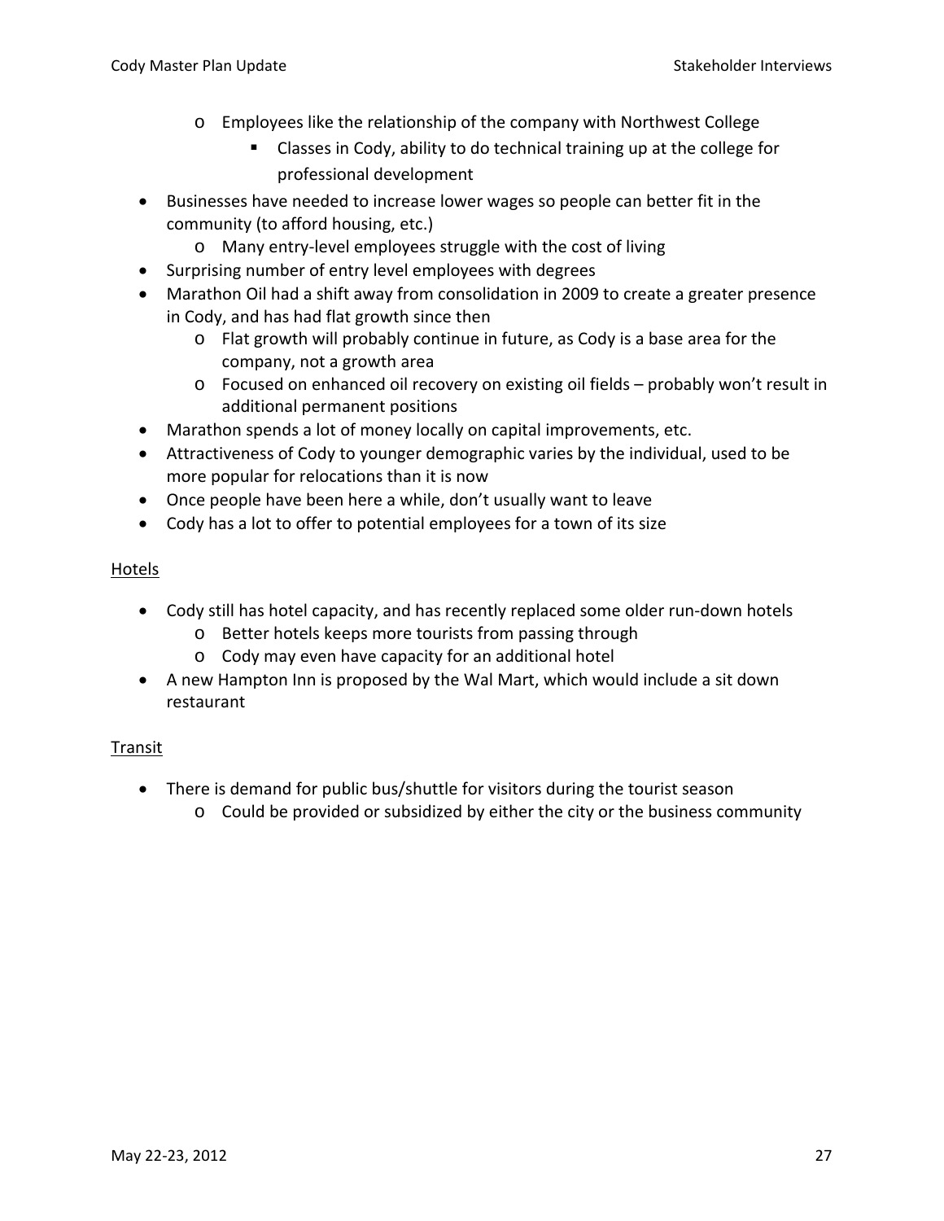- Employees like the relationship of the company with Northwest College
    - Classes in Cody, ability to do technical training up at the college for professional development
- Businesses have needed to increase lower wages so people can better fit in the community (to afford housing, etc.)
  - Many entry-level employees struggle with the cost of living
- Surprising number of entry level employees with degrees
- Marathon Oil had a shift away from consolidation in 2009 to create a greater presence in Cody, and has had flat growth since then
  - Flat growth will probably continue in future, as Cody is a base area for the company, not a growth area
  - Focused on enhanced oil recovery on existing oil fields – probably won't result in additional permanent positions
- Marathon spends a lot of money locally on capital improvements, etc.
- Attractiveness of Cody to younger demographic varies by the individual, used to be more popular for relocations than it is now
- Once people have been here a while, don't usually want to leave
- Cody has a lot to offer to potential employees for a town of its size

<u>Hotels</u>

- Cody still has hotel capacity, and has recently replaced some older run-down hotels
  - Better hotels keeps more tourists from passing through
  - Cody may even have capacity for an additional hotel
- A new Hampton Inn is proposed by the Wal Mart, which would include a sit down restaurant

<u>Transit</u>

- There is demand for public bus/shuttle for visitors during the tourist season
  - Could be provided or subsidized by either the city or the business community